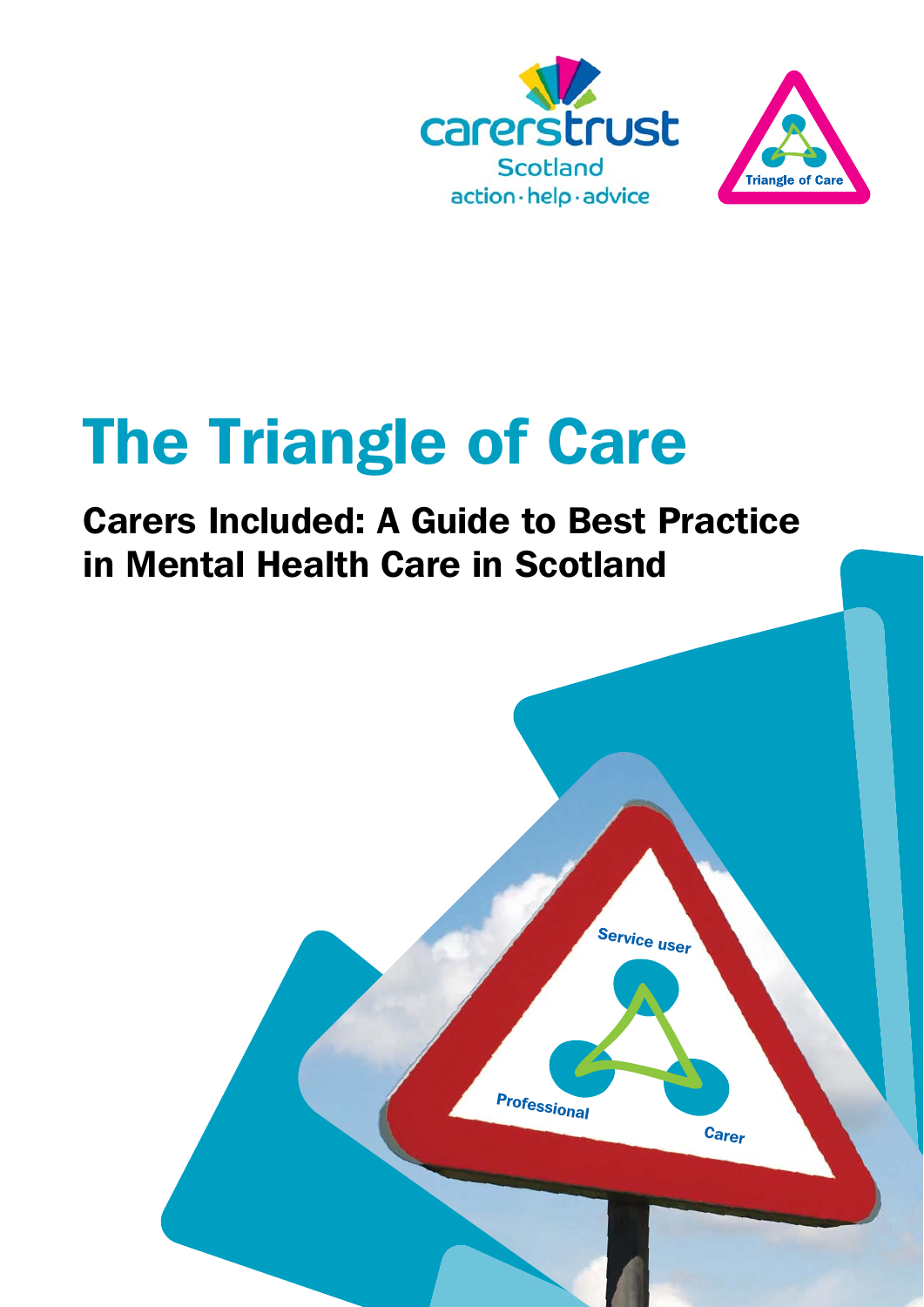carerstrust

Scotland

action · help · advice

Triangle of Care

# The Triangle of Care

## Carers Included: A Guide to Best Practice in Mental Health Care in Scotland

Service user

Professional

Carer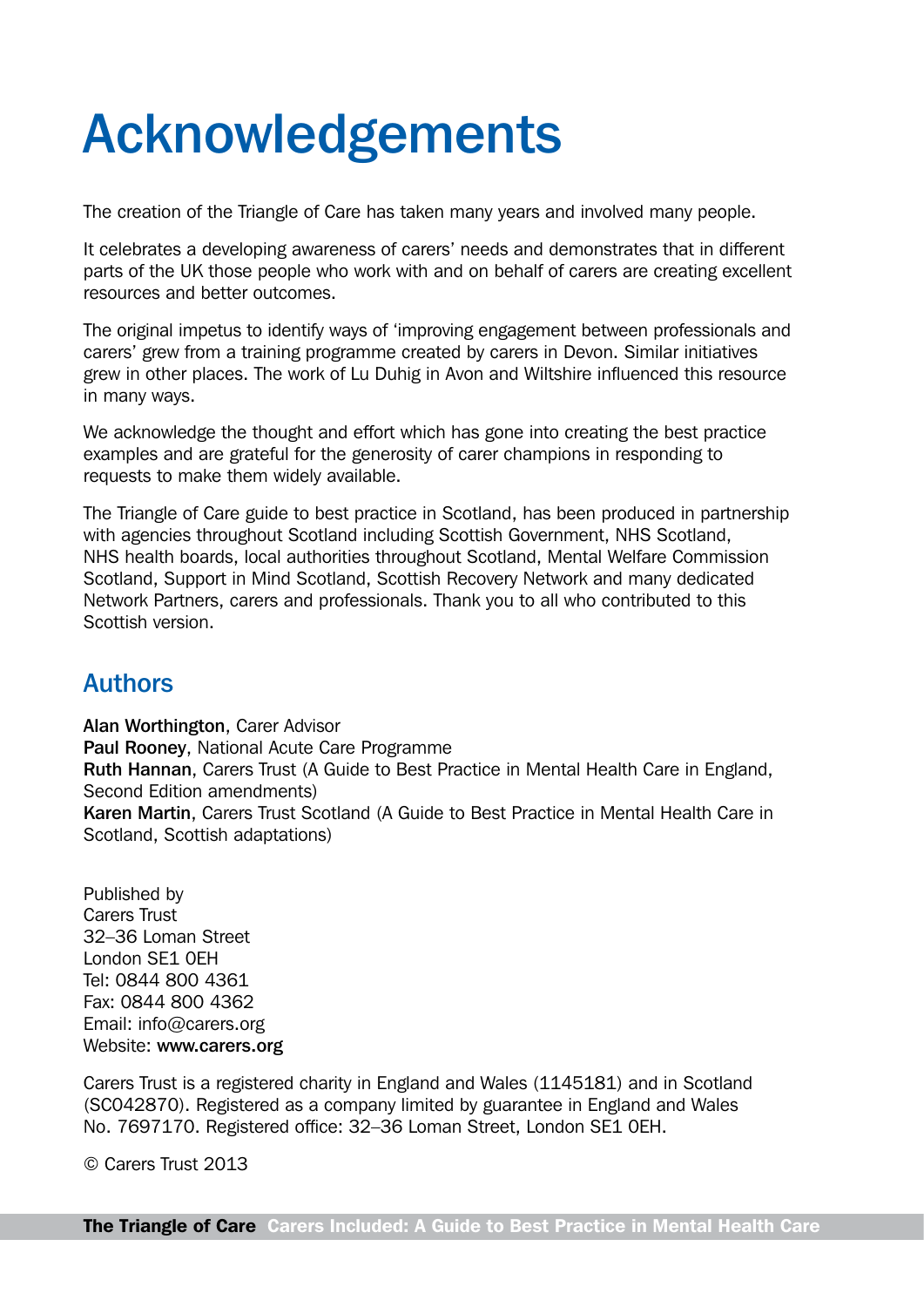# Acknowledgements

The creation of the Triangle of Care has taken many years and involved many people.

It celebrates a developing awareness of carers' needs and demonstrates that in different parts of the UK those people who work with and on behalf of carers are creating excellent resources and better outcomes.

The original impetus to identify ways of 'improving engagement between professionals and carers' grew from a training programme created by carers in Devon. Similar initiatives grew in other places. The work of Lu Duhig in Avon and Wiltshire influenced this resource in many ways.

We acknowledge the thought and effort which has gone into creating the best practice examples and are grateful for the generosity of carer champions in responding to requests to make them widely available.

The Triangle of Care guide to best practice in Scotland, has been produced in partnership with agencies throughout Scotland including Scottish Government, NHS Scotland, NHS health boards, local authorities throughout Scotland, Mental Welfare Commission Scotland, Support in Mind Scotland, Scottish Recovery Network and many dedicated Network Partners, carers and professionals. Thank you to all who contributed to this Scottish version.

## Authors

**Alan Worthington**, Carer Advisor
**Paul Rooney**, National Acute Care Programme
**Ruth Hannan**, Carers Trust (A Guide to Best Practice in Mental Health Care in England, Second Edition amendments)
**Karen Martin**, Carers Trust Scotland (A Guide to Best Practice in Mental Health Care in Scotland, Scottish adaptations)

Published by
Carers Trust
32–36 Loman Street
London SE1 0EH
Tel: 0844 800 4361
Fax: 0844 800 4362
Email: info@carers.org
Website: **www.carers.org**

Carers Trust is a registered charity in England and Wales (1145181) and in Scotland (SC042870). Registered as a company limited by guarantee in England and Wales No. 7697170. Registered office: 32–36 Loman Street, London SE1 0EH.

© Carers Trust 2013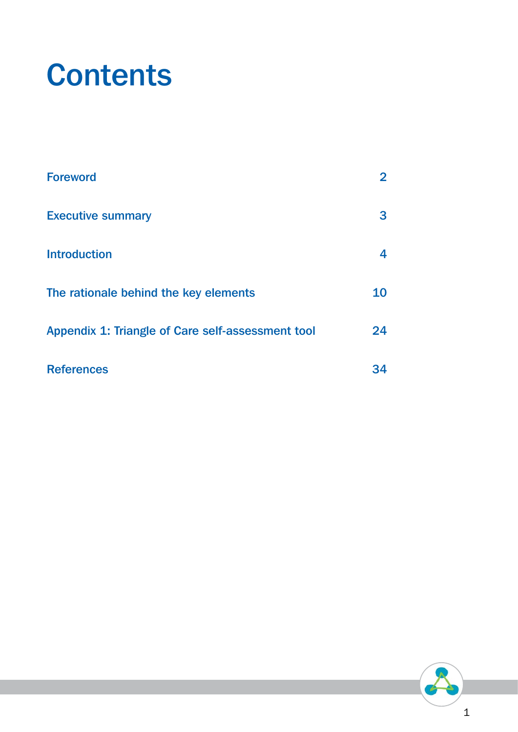# Contents

| | |
|---|---|
| Foreword | 2 |
| Executive summary | 3 |
| Introduction | 4 |
| The rationale behind the key elements | 10 |
| Appendix 1: Triangle of Care self-assessment tool | 24 |
| References | 34 |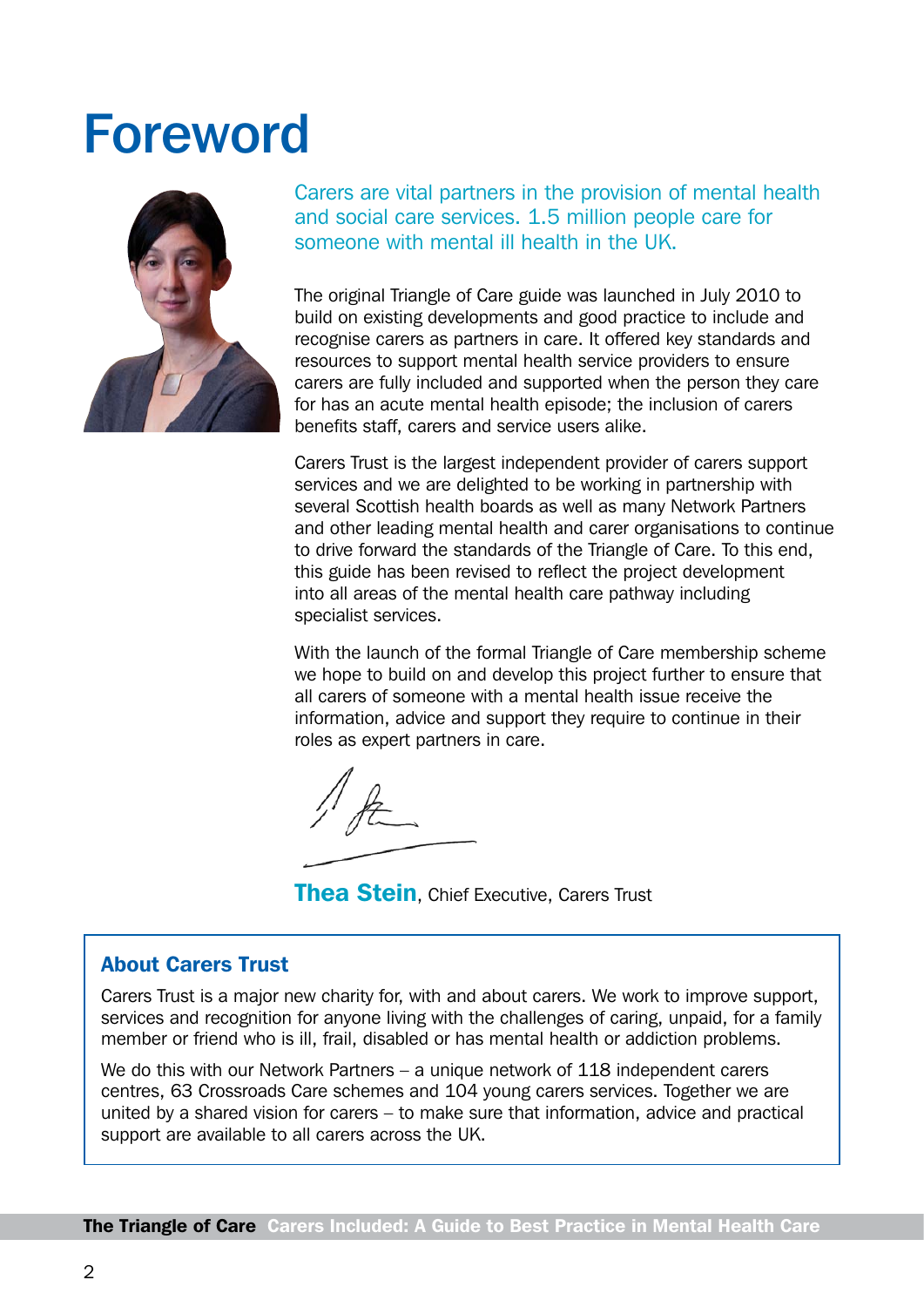# Foreword

Carers are vital partners in the provision of mental health and social care services. 1.5 million people care for someone with mental ill health in the UK.

The original Triangle of Care guide was launched in July 2010 to build on existing developments and good practice to include and recognise carers as partners in care. It offered key standards and resources to support mental health service providers to ensure carers are fully included and supported when the person they care for has an acute mental health episode; the inclusion of carers benefits staff, carers and service users alike.

Carers Trust is the largest independent provider of carers support services and we are delighted to be working in partnership with several Scottish health boards as well as many Network Partners and other leading mental health and carer organisations to continue to drive forward the standards of the Triangle of Care. To this end, this guide has been revised to reflect the project development into all areas of the mental health care pathway including specialist services.

With the launch of the formal Triangle of Care membership scheme we hope to build on and develop this project further to ensure that all carers of someone with a mental health issue receive the information, advice and support they require to continue in their roles as expert partners in care.

**Thea Stein**, Chief Executive, Carers Trust

### About Carers Trust

Carers Trust is a major new charity for, with and about carers. We work to improve support, services and recognition for anyone living with the challenges of caring, unpaid, for a family member or friend who is ill, frail, disabled or has mental health or addiction problems.

We do this with our Network Partners – a unique network of 118 independent carers centres, 63 Crossroads Care schemes and 104 young carers services. Together we are united by a shared vision for carers – to make sure that information, advice and practical support are available to all carers across the UK.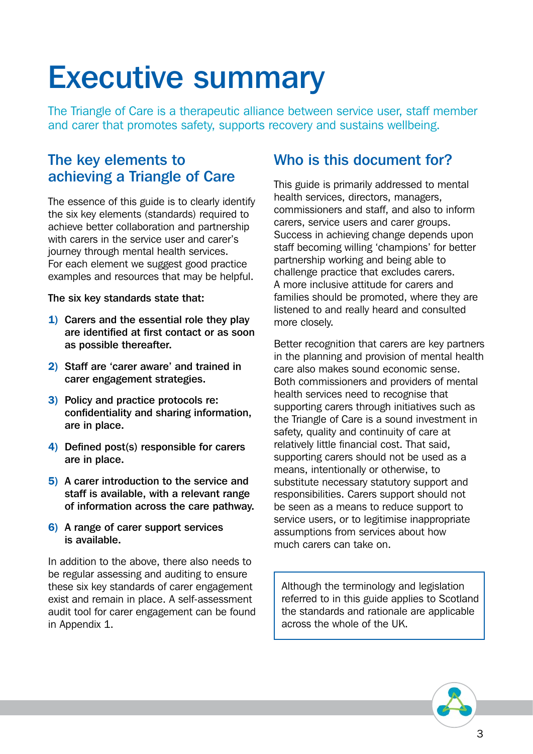# Executive summary

The Triangle of Care is a therapeutic alliance between service user, staff member and carer that promotes safety, supports recovery and sustains wellbeing.

## The key elements to achieving a Triangle of Care

The essence of this guide is to clearly identify the six key elements (standards) required to achieve better collaboration and partnership with carers in the service user and carer's journey through mental health services. For each element we suggest good practice examples and resources that may be helpful.

**The six key standards state that:**

1) **Carers and the essential role they play are identified at first contact or as soon as possible thereafter.**

2) **Staff are 'carer aware' and trained in carer engagement strategies.**

3) **Policy and practice protocols re: confidentiality and sharing information, are in place.**

4) **Defined post(s) responsible for carers are in place.**

5) **A carer introduction to the service and staff is available, with a relevant range of information across the care pathway.**

6) **A range of carer support services is available.**

In addition to the above, there also needs to be regular assessing and auditing to ensure these six key standards of carer engagement exist and remain in place. A self-assessment audit tool for carer engagement can be found in Appendix 1.

## Who is this document for?

This guide is primarily addressed to mental health services, directors, managers, commissioners and staff, and also to inform carers, service users and carer groups. Success in achieving change depends upon staff becoming willing 'champions' for better partnership working and being able to challenge practice that excludes carers. A more inclusive attitude for carers and families should be promoted, where they are listened to and really heard and consulted more closely.

Better recognition that carers are key partners in the planning and provision of mental health care also makes sound economic sense. Both commissioners and providers of mental health services need to recognise that supporting carers through initiatives such as the Triangle of Care is a sound investment in safety, quality and continuity of care at relatively little financial cost. That said, supporting carers should not be used as a means, intentionally or otherwise, to substitute necessary statutory support and responsibilities. Carers support should not be seen as a means to reduce support to service users, or to legitimise inappropriate assumptions from services about how much carers can take on.

Although the terminology and legislation referred to in this guide applies to Scotland the standards and rationale are applicable across the whole of the UK.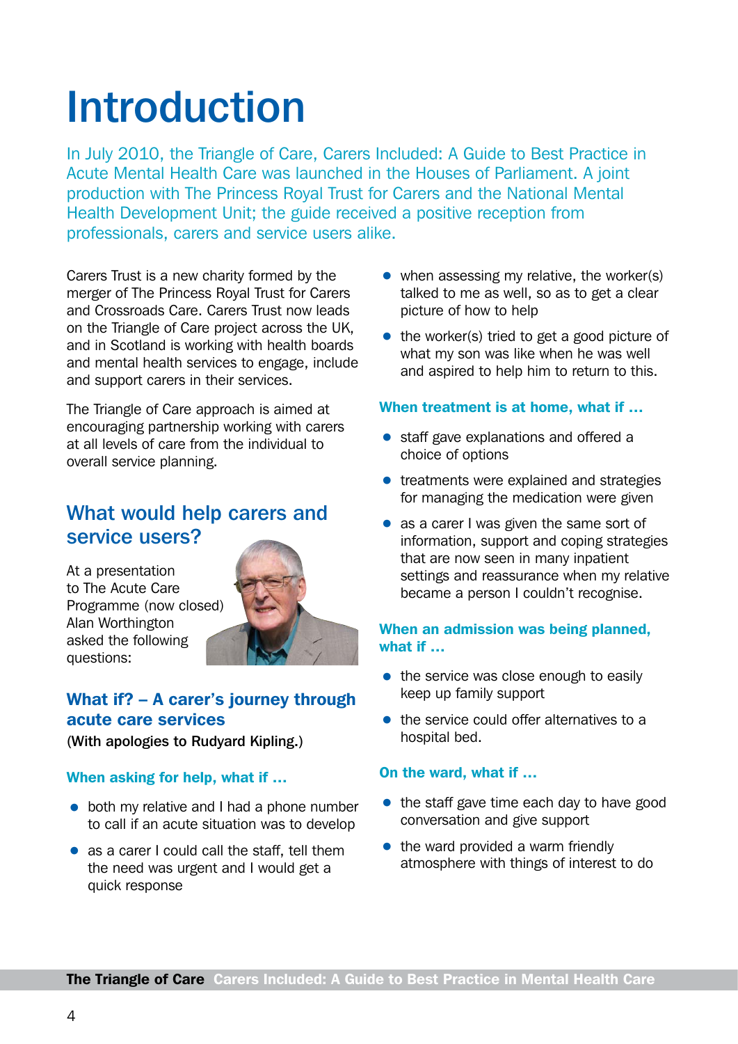# Introduction

In July 2010, the Triangle of Care, Carers Included: A Guide to Best Practice in Acute Mental Health Care was launched in the Houses of Parliament. A joint production with The Princess Royal Trust for Carers and the National Mental Health Development Unit; the guide received a positive reception from professionals, carers and service users alike.

Carers Trust is a new charity formed by the merger of The Princess Royal Trust for Carers and Crossroads Care. Carers Trust now leads on the Triangle of Care project across the UK, and in Scotland is working with health boards and mental health services to engage, include and support carers in their services.

The Triangle of Care approach is aimed at encouraging partnership working with carers at all levels of care from the individual to overall service planning.

## What would help carers and service users?

At a presentation to The Acute Care Programme (now closed) Alan Worthington asked the following questions:

### What if? – A carer's journey through acute care services

**(With apologies to Rudyard Kipling.)**

#### When asking for help, what if ...

- both my relative and I had a phone number to call if an acute situation was to develop
- as a carer I could call the staff, tell them the need was urgent and I would get a quick response
- when assessing my relative, the worker(s) talked to me as well, so as to get a clear picture of how to help
- the worker(s) tried to get a good picture of what my son was like when he was well and aspired to help him to return to this.

#### When treatment is at home, what if ...

- staff gave explanations and offered a choice of options
- treatments were explained and strategies for managing the medication were given
- as a carer I was given the same sort of information, support and coping strategies that are now seen in many inpatient settings and reassurance when my relative became a person I couldn't recognise.

#### When an admission was being planned, what if ...

- the service was close enough to easily keep up family support
- the service could offer alternatives to a hospital bed.

#### On the ward, what if ...

- the staff gave time each day to have good conversation and give support
- the ward provided a warm friendly atmosphere with things of interest to do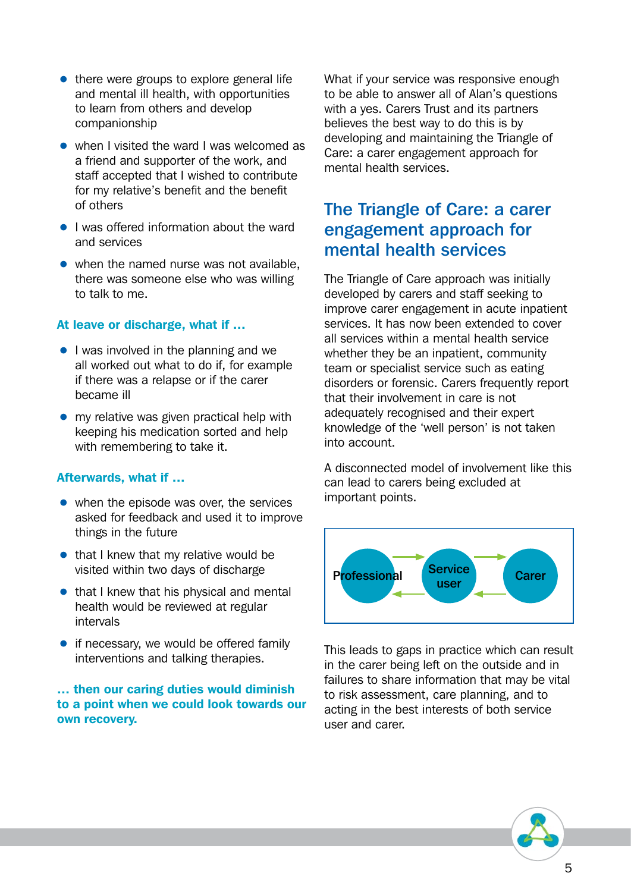- there were groups to explore general life and mental ill health, with opportunities to learn from others and develop companionship
- when I visited the ward I was welcomed as a friend and supporter of the work, and staff accepted that I wished to contribute for my relative's benefit and the benefit of others
- I was offered information about the ward and services
- when the named nurse was not available, there was someone else who was willing to talk to me.

### At leave or discharge, what if …

- I was involved in the planning and we all worked out what to do if, for example if there was a relapse or if the carer became ill
- my relative was given practical help with keeping his medication sorted and help with remembering to take it.

### Afterwards, what if …

- when the episode was over, the services asked for feedback and used it to improve things in the future
- that I knew that my relative would be visited within two days of discharge
- that I knew that his physical and mental health would be reviewed at regular intervals
- if necessary, we would be offered family interventions and talking therapies.

**… then our caring duties would diminish to a point when we could look towards our own recovery.**

What if your service was responsive enough to be able to answer all of Alan's questions with a yes. Carers Trust and its partners believes the best way to do this is by developing and maintaining the Triangle of Care: a carer engagement approach for mental health services.

## The Triangle of Care: a carer engagement approach for mental health services

The Triangle of Care approach was initially developed by carers and staff seeking to improve carer engagement in acute inpatient services. It has now been extended to cover all services within a mental health service whether they be an inpatient, community team or specialist service such as eating disorders or forensic. Carers frequently report that their involvement in care is not adequately recognised and their expert knowledge of the 'well person' is not taken into account.

A disconnected model of involvement like this can lead to carers being excluded at important points.

Professional ⇄ Service user ⇄ Carer

This leads to gaps in practice which can result in the carer being left on the outside and in failures to share information that may be vital to risk assessment, care planning, and to acting in the best interests of both service user and carer.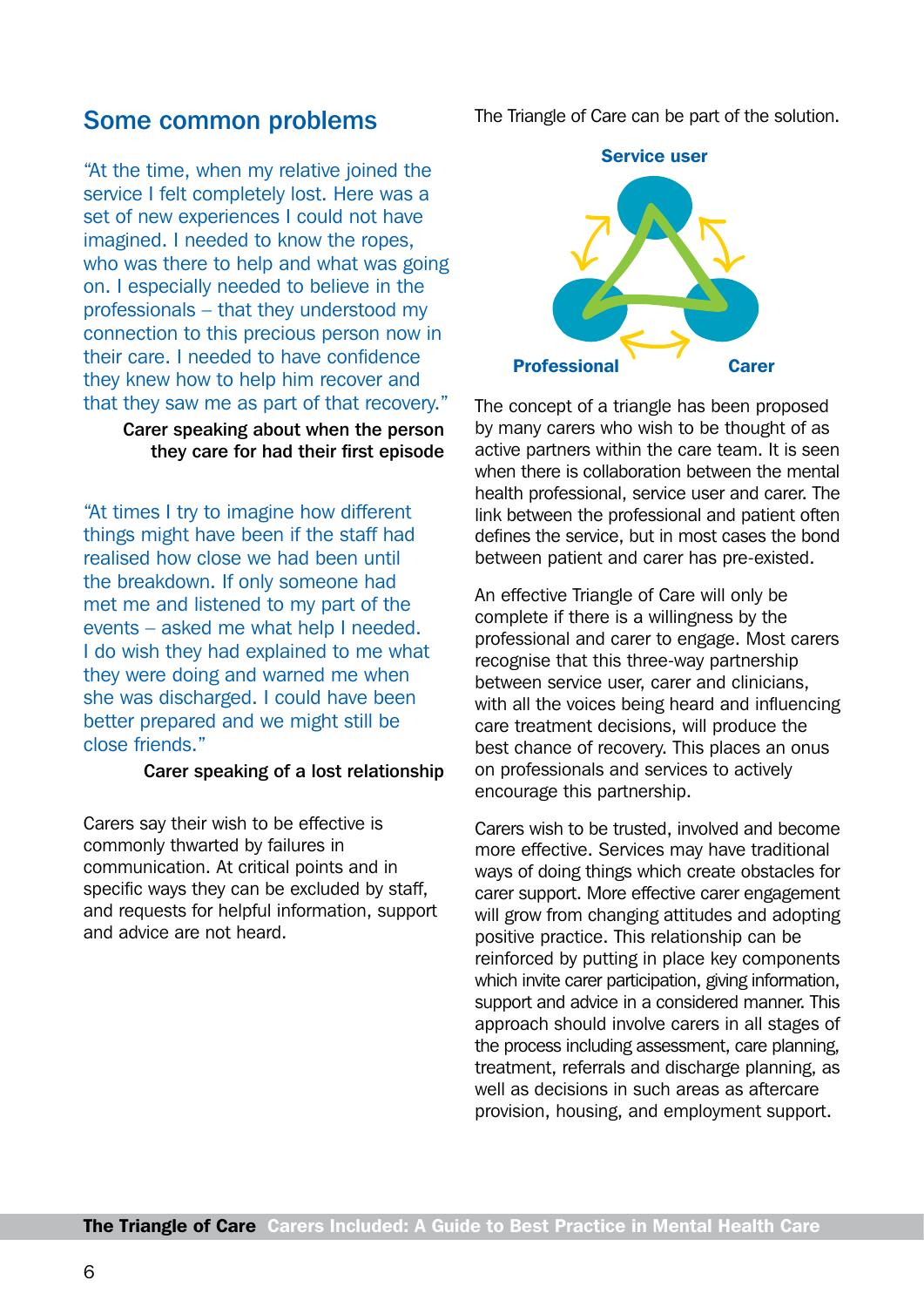## Some common problems

"At the time, when my relative joined the service I felt completely lost. Here was a set of new experiences I could not have imagined. I needed to know the ropes, who was there to help and what was going on. I especially needed to believe in the professionals – that they understood my connection to this precious person now in their care. I needed to have confidence they knew how to help him recover and that they saw me as part of that recovery."

**Carer speaking about when the person they care for had their first episode**

"At times I try to imagine how different things might have been if the staff had realised how close we had been until the breakdown. If only someone had met me and listened to my part of the events – asked me what help I needed. I do wish they had explained to me what they were doing and warned me when she was discharged. I could have been better prepared and we might still be close friends."

**Carer speaking of a lost relationship**

Carers say their wish to be effective is commonly thwarted by failures in communication. At critical points and in specific ways they can be excluded by staff, and requests for helpful information, support and advice are not heard.

The Triangle of Care can be part of the solution.

**Service user**

**Professional** **Carer**

The concept of a triangle has been proposed by many carers who wish to be thought of as active partners within the care team. It is seen when there is collaboration between the mental health professional, service user and carer. The link between the professional and patient often defines the service, but in most cases the bond between patient and carer has pre-existed.

An effective Triangle of Care will only be complete if there is a willingness by the professional and carer to engage. Most carers recognise that this three-way partnership between service user, carer and clinicians, with all the voices being heard and influencing care treatment decisions, will produce the best chance of recovery. This places an onus on professionals and services to actively encourage this partnership.

Carers wish to be trusted, involved and become more effective. Services may have traditional ways of doing things which create obstacles for carer support. More effective carer engagement will grow from changing attitudes and adopting positive practice. This relationship can be reinforced by putting in place key components which invite carer participation, giving information, support and advice in a considered manner. This approach should involve carers in all stages of the process including assessment, care planning, treatment, referrals and discharge planning, as well as decisions in such areas as aftercare provision, housing, and employment support.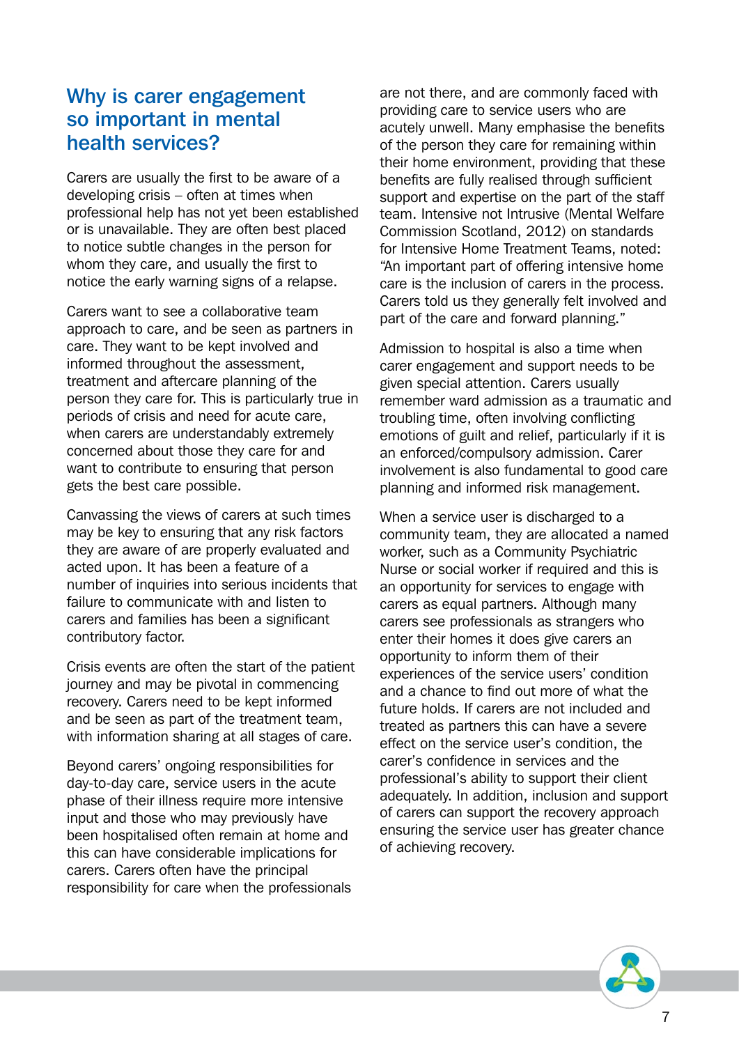## Why is carer engagement so important in mental health services?

Carers are usually the first to be aware of a developing crisis – often at times when professional help has not yet been established or is unavailable. They are often best placed to notice subtle changes in the person for whom they care, and usually the first to notice the early warning signs of a relapse.

Carers want to see a collaborative team approach to care, and be seen as partners in care. They want to be kept involved and informed throughout the assessment, treatment and aftercare planning of the person they care for. This is particularly true in periods of crisis and need for acute care, when carers are understandably extremely concerned about those they care for and want to contribute to ensuring that person gets the best care possible.

Canvassing the views of carers at such times may be key to ensuring that any risk factors they are aware of are properly evaluated and acted upon. It has been a feature of a number of inquiries into serious incidents that failure to communicate with and listen to carers and families has been a significant contributory factor.

Crisis events are often the start of the patient journey and may be pivotal in commencing recovery. Carers need to be kept informed and be seen as part of the treatment team, with information sharing at all stages of care.

Beyond carers' ongoing responsibilities for day-to-day care, service users in the acute phase of their illness require more intensive input and those who may previously have been hospitalised often remain at home and this can have considerable implications for carers. Carers often have the principal responsibility for care when the professionals are not there, and are commonly faced with providing care to service users who are acutely unwell. Many emphasise the benefits of the person they care for remaining within their home environment, providing that these benefits are fully realised through sufficient support and expertise on the part of the staff team. Intensive not Intrusive (Mental Welfare Commission Scotland, 2012) on standards for Intensive Home Treatment Teams, noted: "An important part of offering intensive home care is the inclusion of carers in the process. Carers told us they generally felt involved and part of the care and forward planning."

Admission to hospital is also a time when carer engagement and support needs to be given special attention. Carers usually remember ward admission as a traumatic and troubling time, often involving conflicting emotions of guilt and relief, particularly if it is an enforced/compulsory admission. Carer involvement is also fundamental to good care planning and informed risk management.

When a service user is discharged to a community team, they are allocated a named worker, such as a Community Psychiatric Nurse or social worker if required and this is an opportunity for services to engage with carers as equal partners. Although many carers see professionals as strangers who enter their homes it does give carers an opportunity to inform them of their experiences of the service users' condition and a chance to find out more of what the future holds. If carers are not included and treated as partners this can have a severe effect on the service user's condition, the carer's confidence in services and the professional's ability to support their client adequately. In addition, inclusion and support of carers can support the recovery approach ensuring the service user has greater chance of achieving recovery.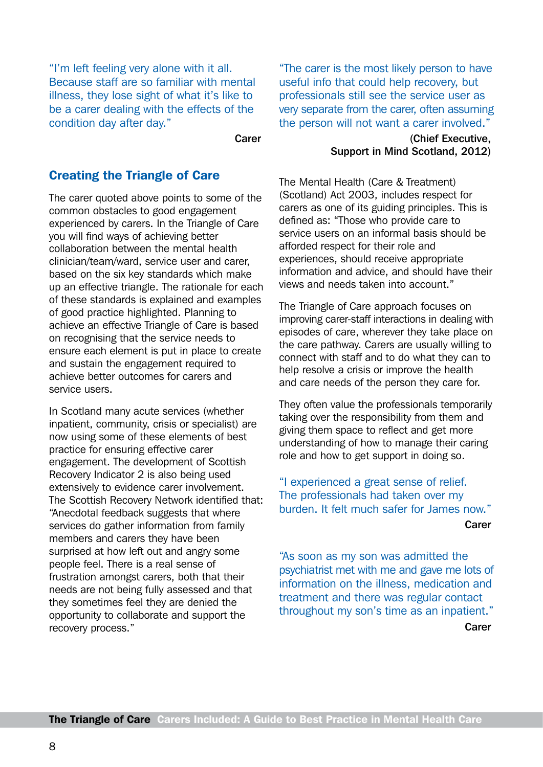"I'm left feeling very alone with it all. Because staff are so familiar with mental illness, they lose sight of what it's like to be a carer dealing with the effects of the condition day after day."

Carer

## Creating the Triangle of Care

The carer quoted above points to some of the common obstacles to good engagement experienced by carers. In the Triangle of Care you will find ways of achieving better collaboration between the mental health clinician/team/ward, service user and carer, based on the six key standards which make up an effective triangle. The rationale for each of these standards is explained and examples of good practice highlighted. Planning to achieve an effective Triangle of Care is based on recognising that the service needs to ensure each element is put in place to create and sustain the engagement required to achieve better outcomes for carers and service users.

In Scotland many acute services (whether inpatient, community, crisis or specialist) are now using some of these elements of best practice for ensuring effective carer engagement. The development of Scottish Recovery Indicator 2 is also being used extensively to evidence carer involvement. The Scottish Recovery Network identified that: "Anecdotal feedback suggests that where services do gather information from family members and carers they have been surprised at how left out and angry some people feel. There is a real sense of frustration amongst carers, both that their needs are not being fully assessed and that they sometimes feel they are denied the opportunity to collaborate and support the recovery process."

"The carer is the most likely person to have useful info that could help recovery, but professionals still see the service user as very separate from the carer, often assuming the person will not want a carer involved."

(Chief Executive, Support in Mind Scotland, 2012)

The Mental Health (Care & Treatment) (Scotland) Act 2003, includes respect for carers as one of its guiding principles. This is defined as: "Those who provide care to service users on an informal basis should be afforded respect for their role and experiences, should receive appropriate information and advice, and should have their views and needs taken into account."

The Triangle of Care approach focuses on improving carer-staff interactions in dealing with episodes of care, wherever they take place on the care pathway. Carers are usually willing to connect with staff and to do what they can to help resolve a crisis or improve the health and care needs of the person they care for.

They often value the professionals temporarily taking over the responsibility from them and giving them space to reflect and get more understanding of how to manage their caring role and how to get support in doing so.

"I experienced a great sense of relief. The professionals had taken over my burden. It felt much safer for James now."

Carer

"As soon as my son was admitted the psychiatrist met with me and gave me lots of information on the illness, medication and treatment and there was regular contact throughout my son's time as an inpatient."

Carer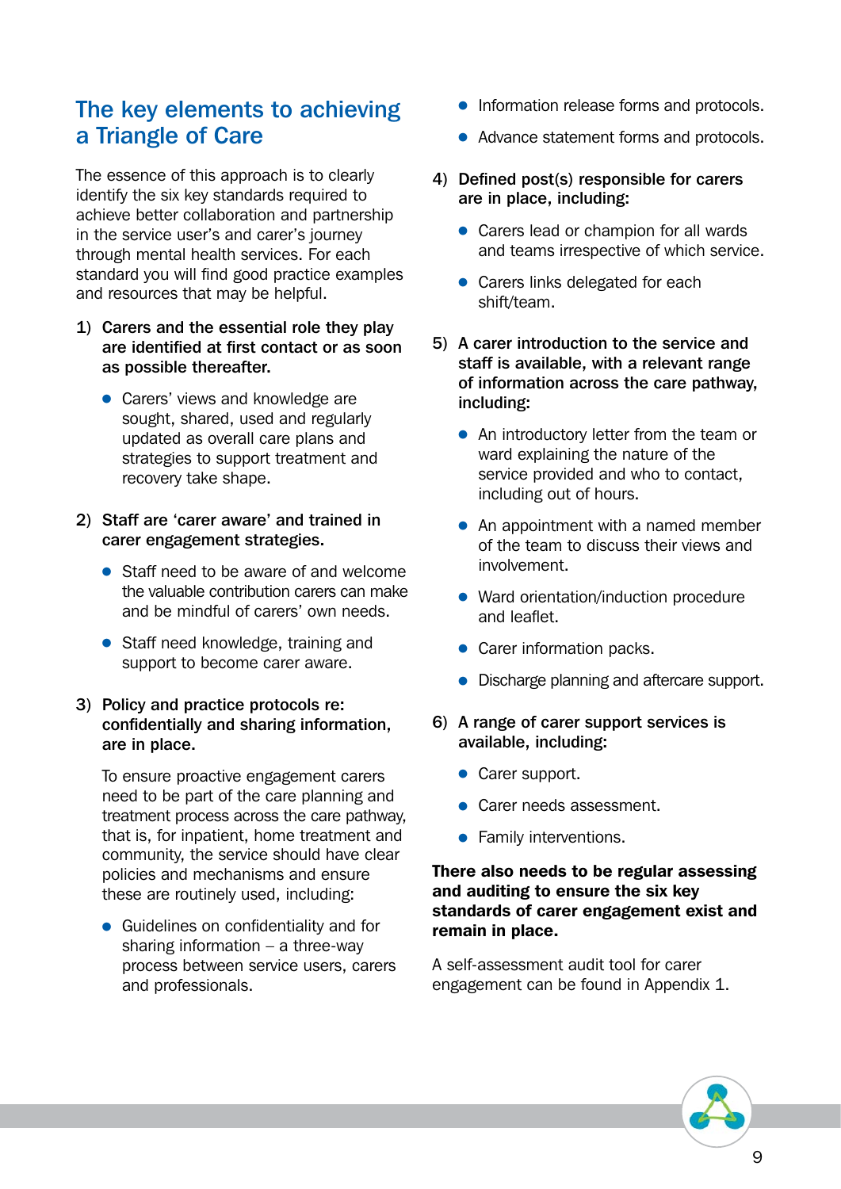## The key elements to achieving a Triangle of Care

The essence of this approach is to clearly identify the six key standards required to achieve better collaboration and partnership in the service user's and carer's journey through mental health services. For each standard you will find good practice examples and resources that may be helpful.

1) **Carers and the essential role they play are identified at first contact or as soon as possible thereafter.**

   - Carers' views and knowledge are sought, shared, used and regularly updated as overall care plans and strategies to support treatment and recovery take shape.

2) **Staff are 'carer aware' and trained in carer engagement strategies.**

   - Staff need to be aware of and welcome the valuable contribution carers can make and be mindful of carers' own needs.
   - Staff need knowledge, training and support to become carer aware.

3) **Policy and practice protocols re: confidentially and sharing information, are in place.**

   To ensure proactive engagement carers need to be part of the care planning and treatment process across the care pathway, that is, for inpatient, home treatment and community, the service should have clear policies and mechanisms and ensure these are routinely used, including:

   - Guidelines on confidentiality and for sharing information – a three-way process between service users, carers and professionals.
   - Information release forms and protocols.
   - Advance statement forms and protocols.

4) **Defined post(s) responsible for carers are in place, including:**

   - Carers lead or champion for all wards and teams irrespective of which service.
   - Carers links delegated for each shift/team.

5) **A carer introduction to the service and staff is available, with a relevant range of information across the care pathway, including:**

   - An introductory letter from the team or ward explaining the nature of the service provided and who to contact, including out of hours.
   - An appointment with a named member of the team to discuss their views and involvement.
   - Ward orientation/induction procedure and leaflet.
   - Carer information packs.
   - Discharge planning and aftercare support.

6) **A range of carer support services is available, including:**

   - Carer support.
   - Carer needs assessment.
   - Family interventions.

**There also needs to be regular assessing and auditing to ensure the six key standards of carer engagement exist and remain in place.**

A self-assessment audit tool for carer engagement can be found in Appendix 1.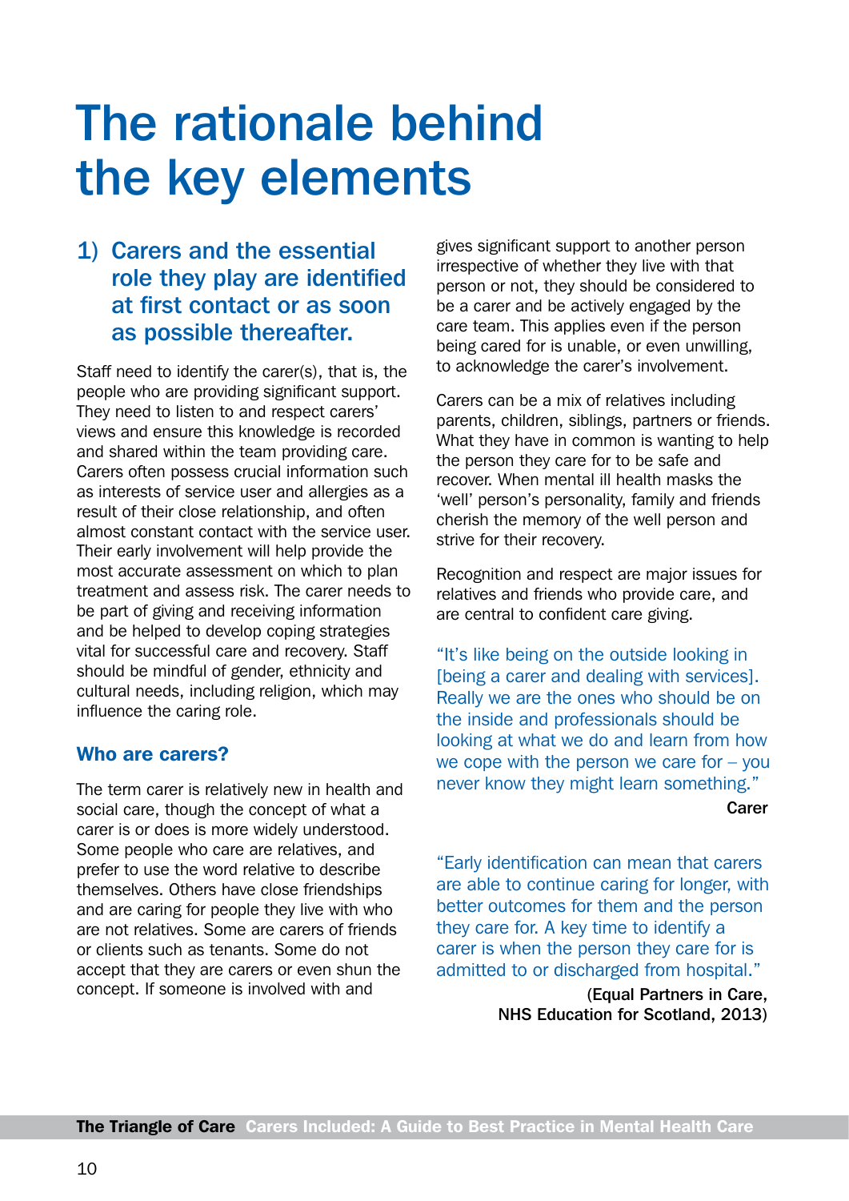# The rationale behind the key elements

## 1) Carers and the essential role they play are identified at first contact or as soon as possible thereafter.

Staff need to identify the carer(s), that is, the people who are providing significant support. They need to listen to and respect carers' views and ensure this knowledge is recorded and shared within the team providing care. Carers often possess crucial information such as interests of service user and allergies as a result of their close relationship, and often almost constant contact with the service user. Their early involvement will help provide the most accurate assessment on which to plan treatment and assess risk. The carer needs to be part of giving and receiving information and be helped to develop coping strategies vital for successful care and recovery. Staff should be mindful of gender, ethnicity and cultural needs, including religion, which may influence the caring role.

### Who are carers?

The term carer is relatively new in health and social care, though the concept of what a carer is or does is more widely understood. Some people who care are relatives, and prefer to use the word relative to describe themselves. Others have close friendships and are caring for people they live with who are not relatives. Some are carers of friends or clients such as tenants. Some do not accept that they are carers or even shun the concept. If someone is involved with and gives significant support to another person irrespective of whether they live with that person or not, they should be considered to be a carer and be actively engaged by the care team. This applies even if the person being cared for is unable, or even unwilling, to acknowledge the carer's involvement.

Carers can be a mix of relatives including parents, children, siblings, partners or friends. What they have in common is wanting to help the person they care for to be safe and recover. When mental ill health masks the 'well' person's personality, family and friends cherish the memory of the well person and strive for their recovery.

Recognition and respect are major issues for relatives and friends who provide care, and are central to confident care giving.

> "It's like being on the outside looking in [being a carer and dealing with services]. Really we are the ones who should be on the inside and professionals should be looking at what we do and learn from how we cope with the person we care for – you never know they might learn something."
>
> **Carer**

> "Early identification can mean that carers are able to continue caring for longer, with better outcomes for them and the person they care for. A key time to identify a carer is when the person they care for is admitted to or discharged from hospital."
>
> **(Equal Partners in Care, NHS Education for Scotland, 2013)**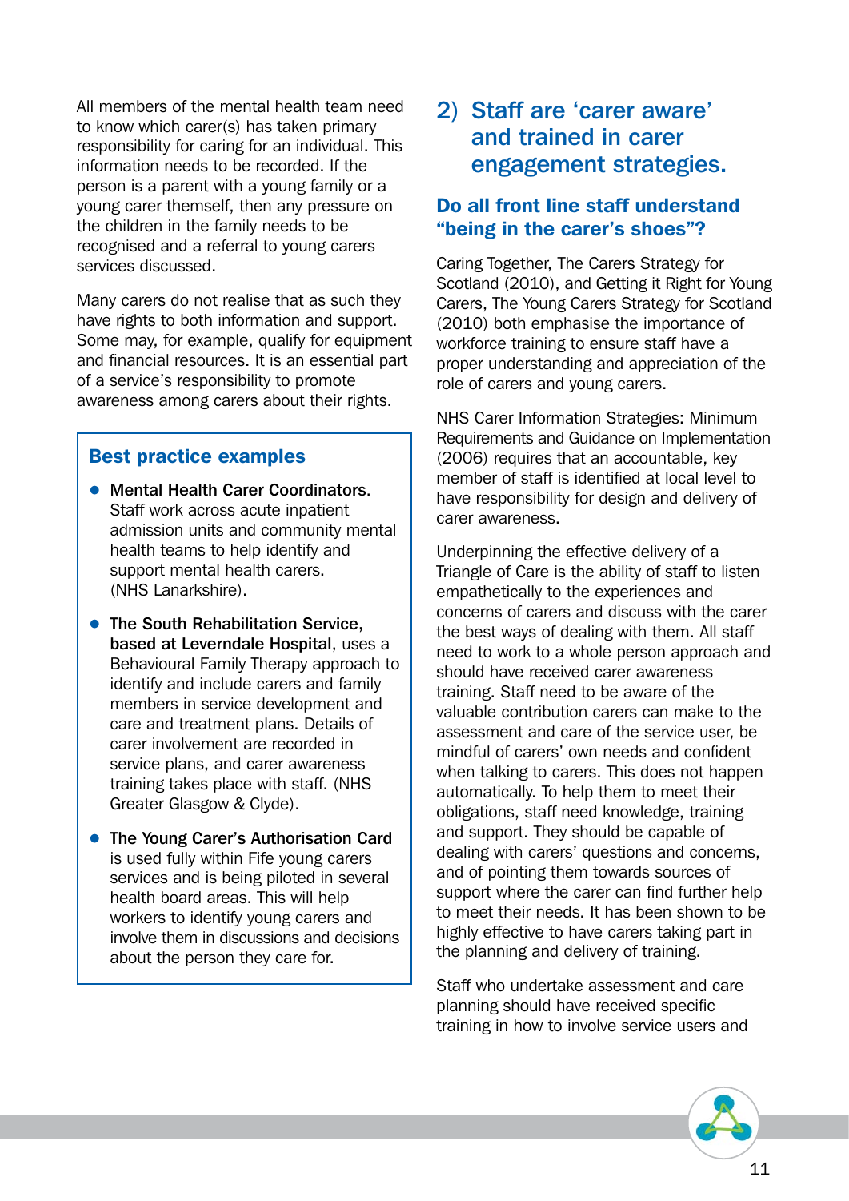All members of the mental health team need to know which carer(s) has taken primary responsibility for caring for an individual. This information needs to be recorded. If the person is a parent with a young family or a young carer themself, then any pressure on the children in the family needs to be recognised and a referral to young carers services discussed.

Many carers do not realise that as such they have rights to both information and support. Some may, for example, qualify for equipment and financial resources. It is an essential part of a service's responsibility to promote awareness among carers about their rights.

### Best practice examples

- **Mental Health Carer Coordinators.** Staff work across acute inpatient admission units and community mental health teams to help identify and support mental health carers. (NHS Lanarkshire).
- **The South Rehabilitation Service, based at Leverndale Hospital**, uses a Behavioural Family Therapy approach to identify and include carers and family members in service development and care and treatment plans. Details of carer involvement are recorded in service plans, and carer awareness training takes place with staff. (NHS Greater Glasgow & Clyde).
- **The Young Carer's Authorisation Card** is used fully within Fife young carers services and is being piloted in several health board areas. This will help workers to identify young carers and involve them in discussions and decisions about the person they care for.

## 2) Staff are 'carer aware' and trained in carer engagement strategies.

### Do all front line staff understand "being in the carer's shoes"?

Caring Together, The Carers Strategy for Scotland (2010), and Getting it Right for Young Carers, The Young Carers Strategy for Scotland (2010) both emphasise the importance of workforce training to ensure staff have a proper understanding and appreciation of the role of carers and young carers.

NHS Carer Information Strategies: Minimum Requirements and Guidance on Implementation (2006) requires that an accountable, key member of staff is identified at local level to have responsibility for design and delivery of carer awareness.

Underpinning the effective delivery of a Triangle of Care is the ability of staff to listen empathetically to the experiences and concerns of carers and discuss with the carer the best ways of dealing with them. All staff need to work to a whole person approach and should have received carer awareness training. Staff need to be aware of the valuable contribution carers can make to the assessment and care of the service user, be mindful of carers' own needs and confident when talking to carers. This does not happen automatically. To help them to meet their obligations, staff need knowledge, training and support. They should be capable of dealing with carers' questions and concerns, and of pointing them towards sources of support where the carer can find further help to meet their needs. It has been shown to be highly effective to have carers taking part in the planning and delivery of training.

Staff who undertake assessment and care planning should have received specific training in how to involve service users and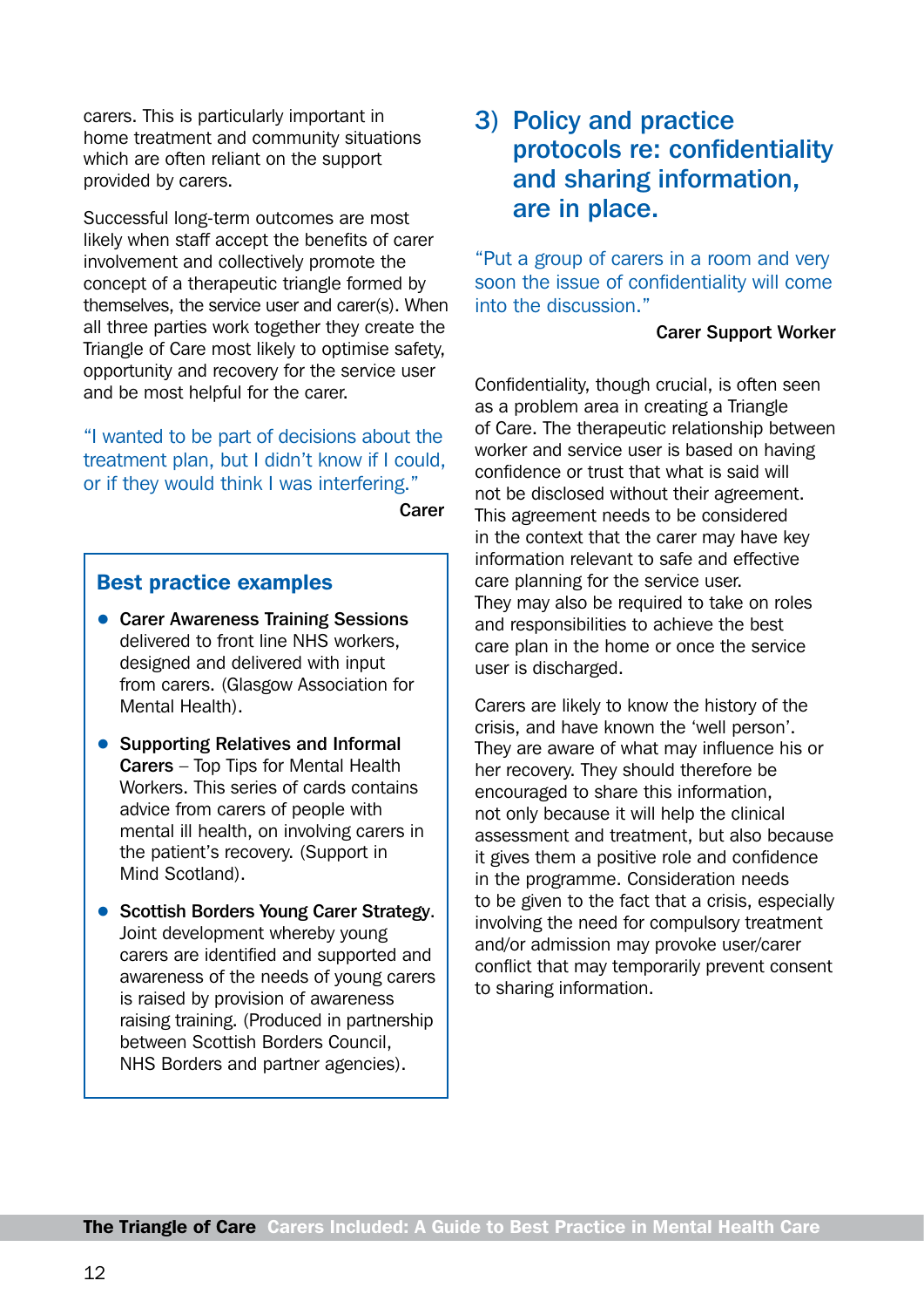carers. This is particularly important in home treatment and community situations which are often reliant on the support provided by carers.

Successful long-term outcomes are most likely when staff accept the benefits of carer involvement and collectively promote the concept of a therapeutic triangle formed by themselves, the service user and carer(s). When all three parties work together they create the Triangle of Care most likely to optimise safety, opportunity and recovery for the service user and be most helpful for the carer.

"I wanted to be part of decisions about the treatment plan, but I didn't know if I could, or if they would think I was interfering."

**Carer**

### Best practice examples

- **Carer Awareness Training Sessions** delivered to front line NHS workers, designed and delivered with input from carers. (Glasgow Association for Mental Health).
- **Supporting Relatives and Informal Carers** – Top Tips for Mental Health Workers. This series of cards contains advice from carers of people with mental ill health, on involving carers in the patient's recovery. (Support in Mind Scotland).
- **Scottish Borders Young Carer Strategy**. Joint development whereby young carers are identified and supported and awareness of the needs of young carers is raised by provision of awareness raising training. (Produced in partnership between Scottish Borders Council, NHS Borders and partner agencies).

## 3) Policy and practice protocols re: confidentiality and sharing information, are in place.

"Put a group of carers in a room and very soon the issue of confidentiality will come into the discussion."

**Carer Support Worker**

Confidentiality, though crucial, is often seen as a problem area in creating a Triangle of Care. The therapeutic relationship between worker and service user is based on having confidence or trust that what is said will not be disclosed without their agreement. This agreement needs to be considered in the context that the carer may have key information relevant to safe and effective care planning for the service user. They may also be required to take on roles and responsibilities to achieve the best care plan in the home or once the service user is discharged.

Carers are likely to know the history of the crisis, and have known the 'well person'. They are aware of what may influence his or her recovery. They should therefore be encouraged to share this information, not only because it will help the clinical assessment and treatment, but also because it gives them a positive role and confidence in the programme. Consideration needs to be given to the fact that a crisis, especially involving the need for compulsory treatment and/or admission may provoke user/carer conflict that may temporarily prevent consent to sharing information.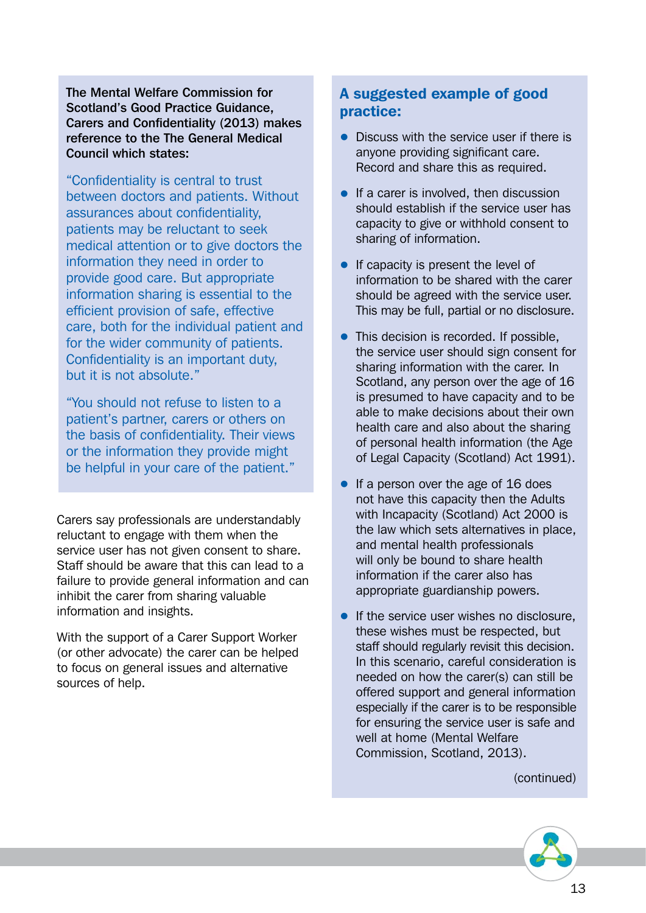**The Mental Welfare Commission for Scotland's Good Practice Guidance, Carers and Confidentiality (2013) makes reference to the The General Medical Council which states:**

"Confidentiality is central to trust between doctors and patients. Without assurances about confidentiality, patients may be reluctant to seek medical attention or to give doctors the information they need in order to provide good care. But appropriate information sharing is essential to the efficient provision of safe, effective care, both for the individual patient and for the wider community of patients. Confidentiality is an important duty, but it is not absolute."

"You should not refuse to listen to a patient's partner, carers or others on the basis of confidentiality. Their views or the information they provide might be helpful in your care of the patient."

Carers say professionals are understandably reluctant to engage with them when the service user has not given consent to share. Staff should be aware that this can lead to a failure to provide general information and can inhibit the carer from sharing valuable information and insights.

With the support of a Carer Support Worker (or other advocate) the carer can be helped to focus on general issues and alternative sources of help.

## A suggested example of good practice:

- Discuss with the service user if there is anyone providing significant care. Record and share this as required.
- If a carer is involved, then discussion should establish if the service user has capacity to give or withhold consent to sharing of information.
- If capacity is present the level of information to be shared with the carer should be agreed with the service user. This may be full, partial or no disclosure.
- This decision is recorded. If possible, the service user should sign consent for sharing information with the carer. In Scotland, any person over the age of 16 is presumed to have capacity and to be able to make decisions about their own health care and also about the sharing of personal health information (the Age of Legal Capacity (Scotland) Act 1991).
- If a person over the age of 16 does not have this capacity then the Adults with Incapacity (Scotland) Act 2000 is the law which sets alternatives in place, and mental health professionals will only be bound to share health information if the carer also has appropriate guardianship powers.
- If the service user wishes no disclosure, these wishes must be respected, but staff should regularly revisit this decision. In this scenario, careful consideration is needed on how the carer(s) can still be offered support and general information especially if the carer is to be responsible for ensuring the service user is safe and well at home (Mental Welfare Commission, Scotland, 2013).

(continued)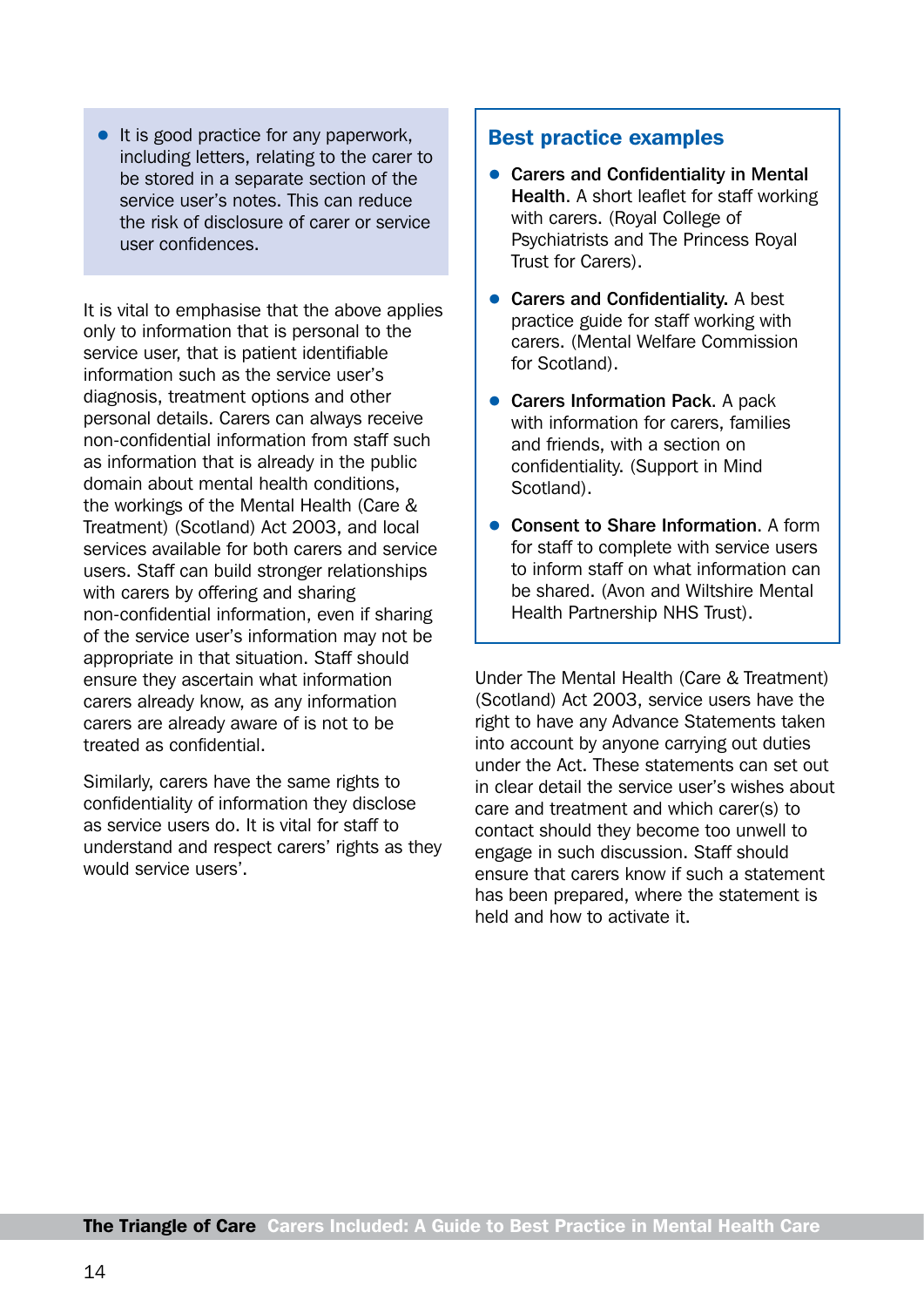- It is good practice for any paperwork, including letters, relating to the carer to be stored in a separate section of the service user's notes. This can reduce the risk of disclosure of carer or service user confidences.

It is vital to emphasise that the above applies only to information that is personal to the service user, that is patient identifiable information such as the service user's diagnosis, treatment options and other personal details. Carers can always receive non-confidential information from staff such as information that is already in the public domain about mental health conditions, the workings of the Mental Health (Care & Treatment) (Scotland) Act 2003, and local services available for both carers and service users. Staff can build stronger relationships with carers by offering and sharing non-confidential information, even if sharing of the service user's information may not be appropriate in that situation. Staff should ensure they ascertain what information carers already know, as any information carers are already aware of is not to be treated as confidential.

Similarly, carers have the same rights to confidentiality of information they disclose as service users do. It is vital for staff to understand and respect carers' rights as they would service users'.

## Best practice examples

- **Carers and Confidentiality in Mental Health**. A short leaflet for staff working with carers. (Royal College of Psychiatrists and The Princess Royal Trust for Carers).
- **Carers and Confidentiality.** A best practice guide for staff working with carers. (Mental Welfare Commission for Scotland).
- **Carers Information Pack**. A pack with information for carers, families and friends, with a section on confidentiality. (Support in Mind Scotland).
- **Consent to Share Information**. A form for staff to complete with service users to inform staff on what information can be shared. (Avon and Wiltshire Mental Health Partnership NHS Trust).

Under The Mental Health (Care & Treatment) (Scotland) Act 2003, service users have the right to have any Advance Statements taken into account by anyone carrying out duties under the Act. These statements can set out in clear detail the service user's wishes about care and treatment and which carer(s) to contact should they become too unwell to engage in such discussion. Staff should ensure that carers know if such a statement has been prepared, where the statement is held and how to activate it.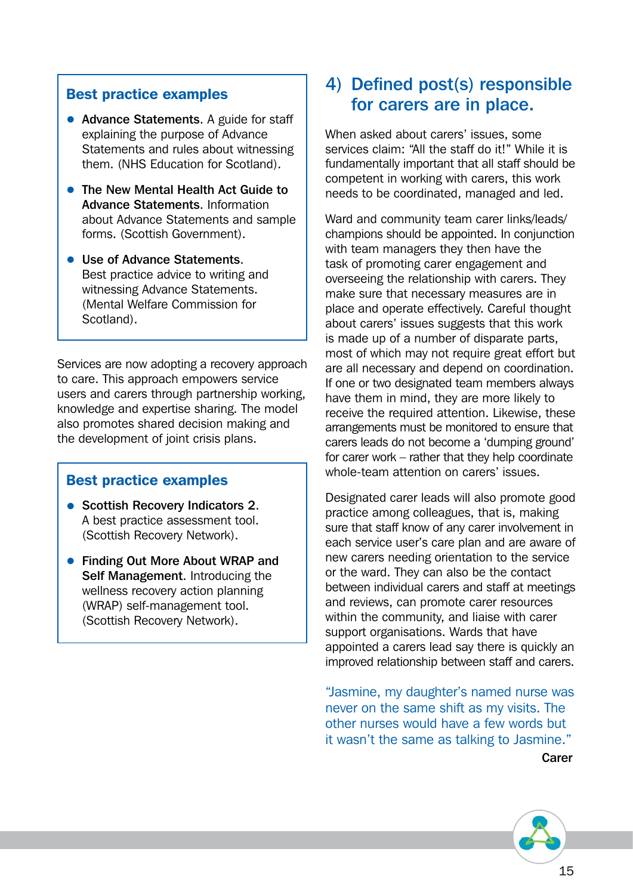### Best practice examples

- **Advance Statements**. A guide for staff explaining the purpose of Advance Statements and rules about witnessing them. (NHS Education for Scotland).
- **The New Mental Health Act Guide to Advance Statements**. Information about Advance Statements and sample forms. (Scottish Government).
- **Use of Advance Statements**. Best practice advice to writing and witnessing Advance Statements. (Mental Welfare Commission for Scotland).

Services are now adopting a recovery approach to care. This approach empowers service users and carers through partnership working, knowledge and expertise sharing. The model also promotes shared decision making and the development of joint crisis plans.

### Best practice examples

- **Scottish Recovery Indicators 2**. A best practice assessment tool. (Scottish Recovery Network).
- **Finding Out More About WRAP and Self Management**. Introducing the wellness recovery action planning (WRAP) self-management tool. (Scottish Recovery Network).

## 4) Defined post(s) responsible for carers are in place.

When asked about carers' issues, some services claim: "All the staff do it!" While it is fundamentally important that all staff should be competent in working with carers, this work needs to be coordinated, managed and led.

Ward and community team carer links/leads/champions should be appointed. In conjunction with team managers they then have the task of promoting carer engagement and overseeing the relationship with carers. They make sure that necessary measures are in place and operate effectively. Careful thought about carers' issues suggests that this work is made up of a number of disparate parts, most of which may not require great effort but are all necessary and depend on coordination. If one or two designated team members always have them in mind, they are more likely to receive the required attention. Likewise, these arrangements must be monitored to ensure that carers leads do not become a 'dumping ground' for carer work – rather that they help coordinate whole-team attention on carers' issues.

Designated carer leads will also promote good practice among colleagues, that is, making sure that staff know of any carer involvement in each service user's care plan and are aware of new carers needing orientation to the service or the ward. They can also be the contact between individual carers and staff at meetings and reviews, can promote carer resources within the community, and liaise with carer support organisations. Wards that have appointed a carers lead say there is quickly an improved relationship between staff and carers.

"Jasmine, my daughter's named nurse was never on the same shift as my visits. The other nurses would have a few words but it wasn't the same as talking to Jasmine."

**Carer**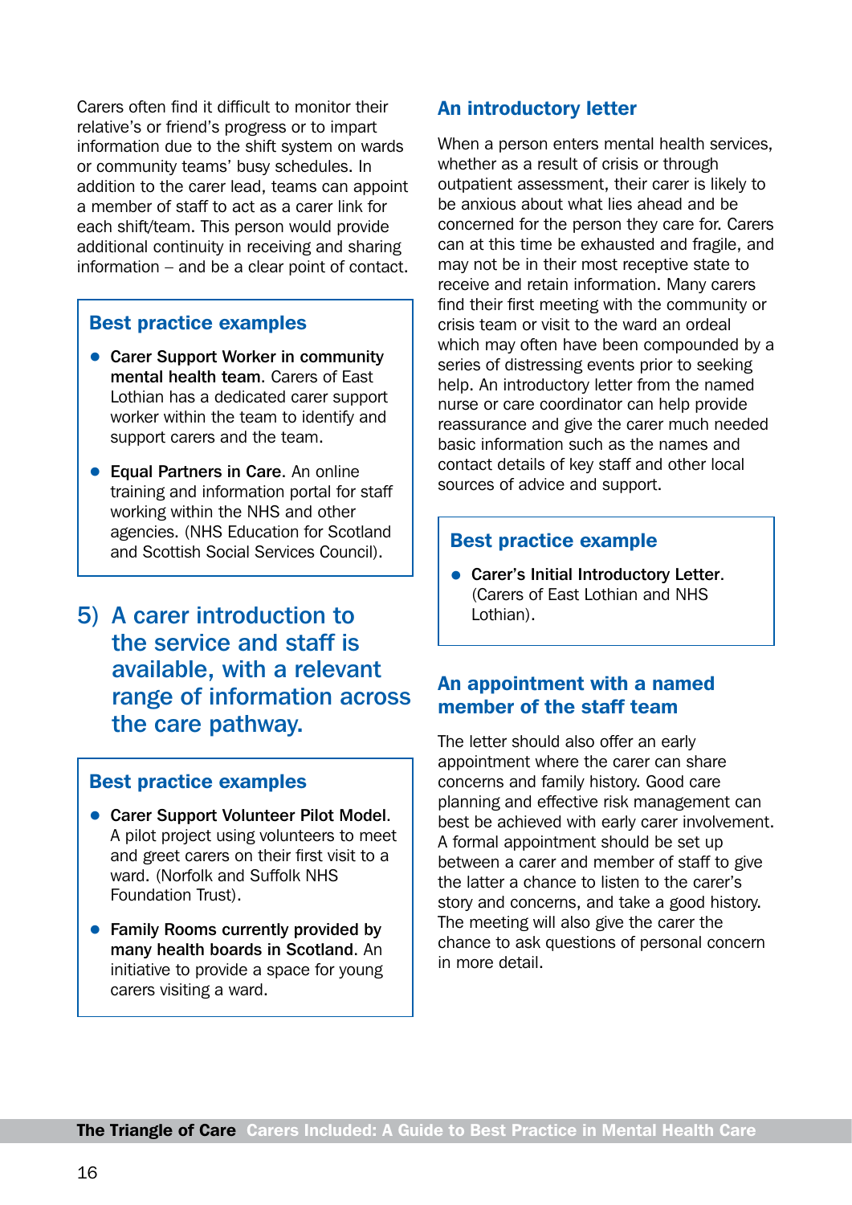Carers often find it difficult to monitor their relative's or friend's progress or to impart information due to the shift system on wards or community teams' busy schedules. In addition to the carer lead, teams can appoint a member of staff to act as a carer link for each shift/team. This person would provide additional continuity in receiving and sharing information – and be a clear point of contact.

### Best practice examples

- **Carer Support Worker in community mental health team**. Carers of East Lothian has a dedicated carer support worker within the team to identify and support carers and the team.
- **Equal Partners in Care**. An online training and information portal for staff working within the NHS and other agencies. (NHS Education for Scotland and Scottish Social Services Council).

## 5) A carer introduction to the service and staff is available, with a relevant range of information across the care pathway.

### Best practice examples

- **Carer Support Volunteer Pilot Model**. A pilot project using volunteers to meet and greet carers on their first visit to a ward. (Norfolk and Suffolk NHS Foundation Trust).
- **Family Rooms currently provided by many health boards in Scotland**. An initiative to provide a space for young carers visiting a ward.

### An introductory letter

When a person enters mental health services, whether as a result of crisis or through outpatient assessment, their carer is likely to be anxious about what lies ahead and be concerned for the person they care for. Carers can at this time be exhausted and fragile, and may not be in their most receptive state to receive and retain information. Many carers find their first meeting with the community or crisis team or visit to the ward an ordeal which may often have been compounded by a series of distressing events prior to seeking help. An introductory letter from the named nurse or care coordinator can help provide reassurance and give the carer much needed basic information such as the names and contact details of key staff and other local sources of advice and support.

### Best practice example

- **Carer's Initial Introductory Letter**. (Carers of East Lothian and NHS Lothian).

### An appointment with a named member of the staff team

The letter should also offer an early appointment where the carer can share concerns and family history. Good care planning and effective risk management can best be achieved with early carer involvement. A formal appointment should be set up between a carer and member of staff to give the latter a chance to listen to the carer's story and concerns, and take a good history. The meeting will also give the carer the chance to ask questions of personal concern in more detail.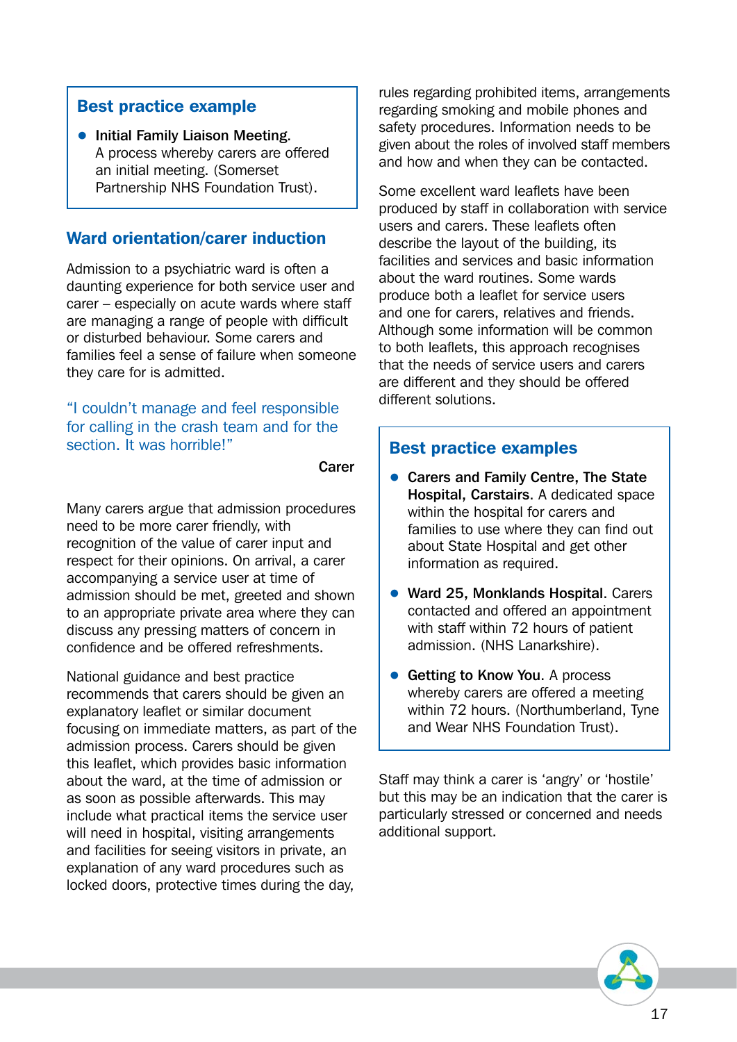### Best practice example

- **Initial Family Liaison Meeting**. A process whereby carers are offered an initial meeting. (Somerset Partnership NHS Foundation Trust).

## Ward orientation/carer induction

Admission to a psychiatric ward is often a daunting experience for both service user and carer – especially on acute wards where staff are managing a range of people with difficult or disturbed behaviour. Some carers and families feel a sense of failure when someone they care for is admitted.

> "I couldn't manage and feel responsible for calling in the crash team and for the section. It was horrible!"
>
> **Carer**

Many carers argue that admission procedures need to be more carer friendly, with recognition of the value of carer input and respect for their opinions. On arrival, a carer accompanying a service user at time of admission should be met, greeted and shown to an appropriate private area where they can discuss any pressing matters of concern in confidence and be offered refreshments.

National guidance and best practice recommends that carers should be given an explanatory leaflet or similar document focusing on immediate matters, as part of the admission process. Carers should be given this leaflet, which provides basic information about the ward, at the time of admission or as soon as possible afterwards. This may include what practical items the service user will need in hospital, visiting arrangements and facilities for seeing visitors in private, an explanation of any ward procedures such as locked doors, protective times during the day, rules regarding prohibited items, arrangements regarding smoking and mobile phones and safety procedures. Information needs to be given about the roles of involved staff members and how and when they can be contacted.

Some excellent ward leaflets have been produced by staff in collaboration with service users and carers. These leaflets often describe the layout of the building, its facilities and services and basic information about the ward routines. Some wards produce both a leaflet for service users and one for carers, relatives and friends. Although some information will be common to both leaflets, this approach recognises that the needs of service users and carers are different and they should be offered different solutions.

### Best practice examples

- **Carers and Family Centre, The State Hospital, Carstairs**. A dedicated space within the hospital for carers and families to use where they can find out about State Hospital and get other information as required.
- **Ward 25, Monklands Hospital**. Carers contacted and offered an appointment with staff within 72 hours of patient admission. (NHS Lanarkshire).
- **Getting to Know You**. A process whereby carers are offered a meeting within 72 hours. (Northumberland, Tyne and Wear NHS Foundation Trust).

Staff may think a carer is 'angry' or 'hostile' but this may be an indication that the carer is particularly stressed or concerned and needs additional support.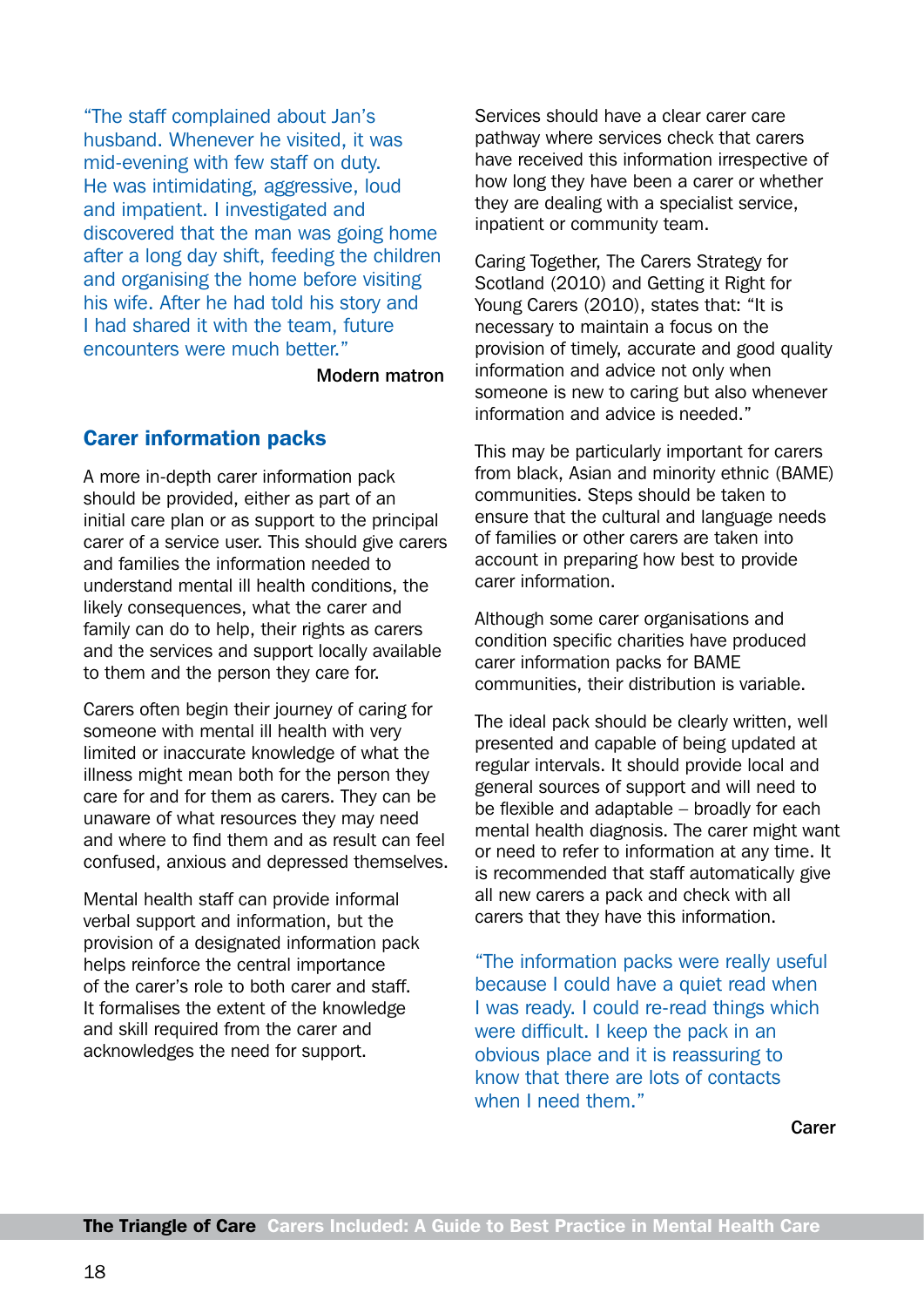"The staff complained about Jan's husband. Whenever he visited, it was mid-evening with few staff on duty. He was intimidating, aggressive, loud and impatient. I investigated and discovered that the man was going home after a long day shift, feeding the children and organising the home before visiting his wife. After he had told his story and I had shared it with the team, future encounters were much better."

**Modern matron**

## Carer information packs

A more in-depth carer information pack should be provided, either as part of an initial care plan or as support to the principal carer of a service user. This should give carers and families the information needed to understand mental ill health conditions, the likely consequences, what the carer and family can do to help, their rights as carers and the services and support locally available to them and the person they care for.

Carers often begin their journey of caring for someone with mental ill health with very limited or inaccurate knowledge of what the illness might mean both for the person they care for and for them as carers. They can be unaware of what resources they may need and where to find them and as result can feel confused, anxious and depressed themselves.

Mental health staff can provide informal verbal support and information, but the provision of a designated information pack helps reinforce the central importance of the carer's role to both carer and staff. It formalises the extent of the knowledge and skill required from the carer and acknowledges the need for support.

Services should have a clear carer care pathway where services check that carers have received this information irrespective of how long they have been a carer or whether they are dealing with a specialist service, inpatient or community team.

Caring Together, The Carers Strategy for Scotland (2010) and Getting it Right for Young Carers (2010), states that: "It is necessary to maintain a focus on the provision of timely, accurate and good quality information and advice not only when someone is new to caring but also whenever information and advice is needed."

This may be particularly important for carers from black, Asian and minority ethnic (BAME) communities. Steps should be taken to ensure that the cultural and language needs of families or other carers are taken into account in preparing how best to provide carer information.

Although some carer organisations and condition specific charities have produced carer information packs for BAME communities, their distribution is variable.

The ideal pack should be clearly written, well presented and capable of being updated at regular intervals. It should provide local and general sources of support and will need to be flexible and adaptable – broadly for each mental health diagnosis. The carer might want or need to refer to information at any time. It is recommended that staff automatically give all new carers a pack and check with all carers that they have this information.

"The information packs were really useful because I could have a quiet read when I was ready. I could re-read things which were difficult. I keep the pack in an obvious place and it is reassuring to know that there are lots of contacts when I need them."

**Carer**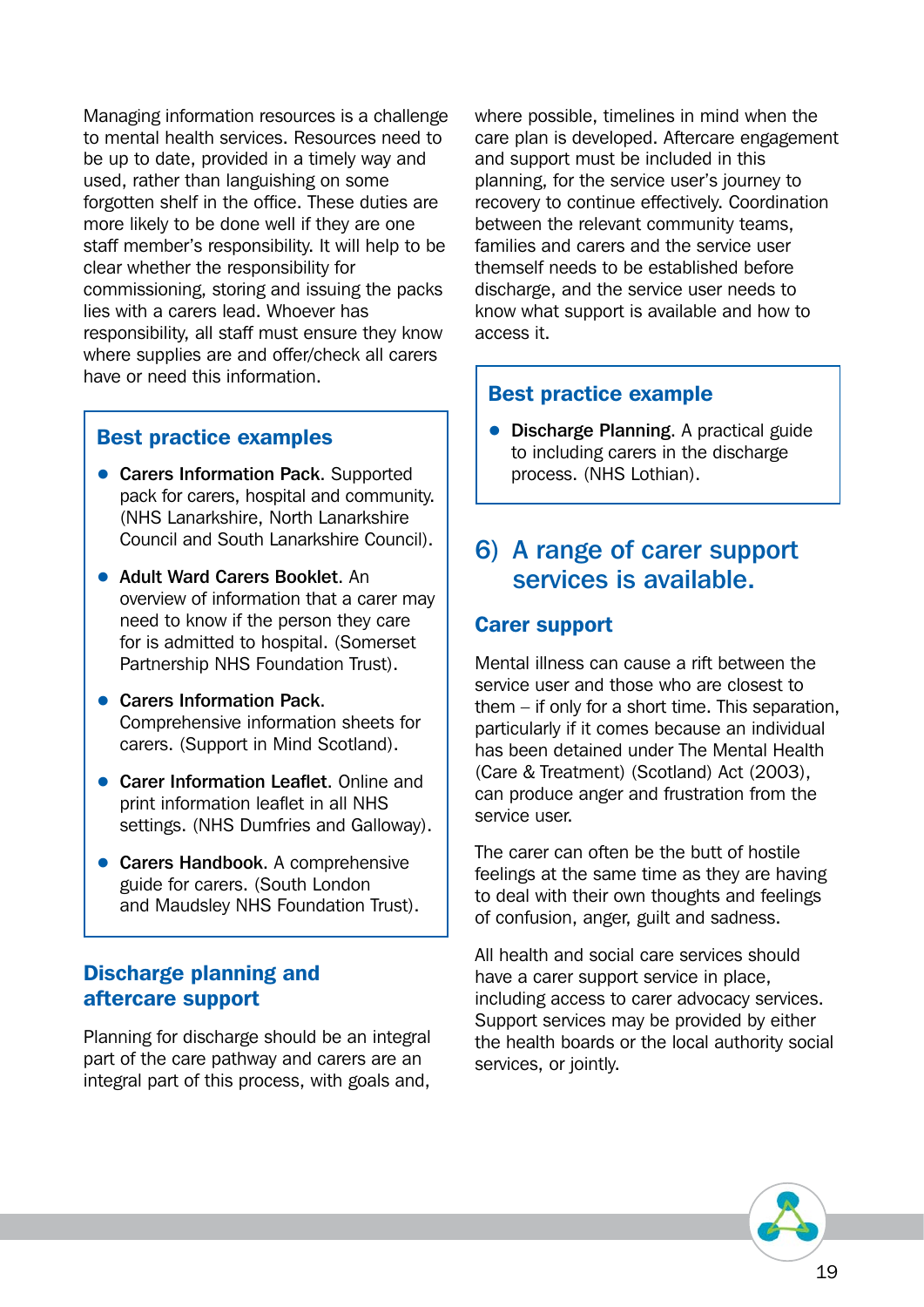Managing information resources is a challenge to mental health services. Resources need to be up to date, provided in a timely way and used, rather than languishing on some forgotten shelf in the office. These duties are more likely to be done well if they are one staff member's responsibility. It will help to be clear whether the responsibility for commissioning, storing and issuing the packs lies with a carers lead. Whoever has responsibility, all staff must ensure they know where supplies are and offer/check all carers have or need this information.

### Best practice examples

- **Carers Information Pack**. Supported pack for carers, hospital and community. (NHS Lanarkshire, North Lanarkshire Council and South Lanarkshire Council).
- **Adult Ward Carers Booklet**. An overview of information that a carer may need to know if the person they care for is admitted to hospital. (Somerset Partnership NHS Foundation Trust).
- **Carers Information Pack**. Comprehensive information sheets for carers. (Support in Mind Scotland).
- **Carer Information Leaflet**. Online and print information leaflet in all NHS settings. (NHS Dumfries and Galloway).
- **Carers Handbook**. A comprehensive guide for carers. (South London and Maudsley NHS Foundation Trust).

### Discharge planning and aftercare support

Planning for discharge should be an integral part of the care pathway and carers are an integral part of this process, with goals and, where possible, timelines in mind when the care plan is developed. Aftercare engagement and support must be included in this planning, for the service user's journey to recovery to continue effectively. Coordination between the relevant community teams, families and carers and the service user themself needs to be established before discharge, and the service user needs to know what support is available and how to access it.

### Best practice example

- **Discharge Planning**. A practical guide to including carers in the discharge process. (NHS Lothian).

## 6) A range of carer support services is available.

### Carer support

Mental illness can cause a rift between the service user and those who are closest to them – if only for a short time. This separation, particularly if it comes because an individual has been detained under The Mental Health (Care & Treatment) (Scotland) Act (2003), can produce anger and frustration from the service user.

The carer can often be the butt of hostile feelings at the same time as they are having to deal with their own thoughts and feelings of confusion, anger, guilt and sadness.

All health and social care services should have a carer support service in place, including access to carer advocacy services. Support services may be provided by either the health boards or the local authority social services, or jointly.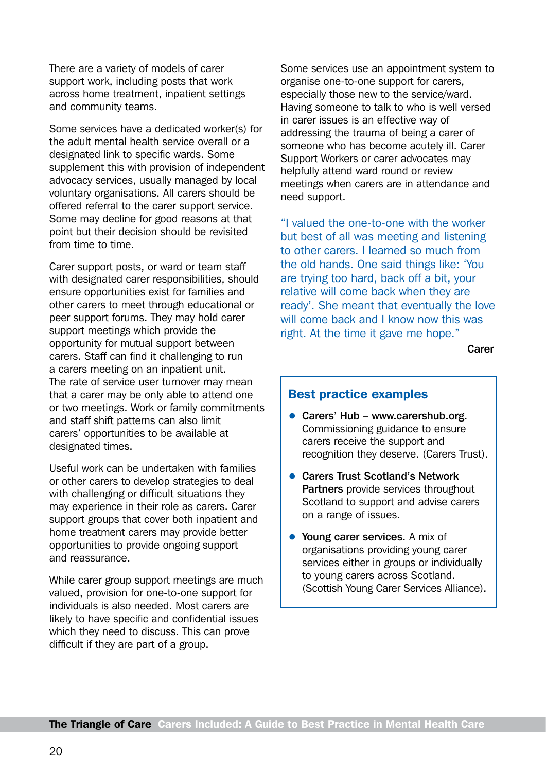There are a variety of models of carer support work, including posts that work across home treatment, inpatient settings and community teams.

Some services have a dedicated worker(s) for the adult mental health service overall or a designated link to specific wards. Some supplement this with provision of independent advocacy services, usually managed by local voluntary organisations. All carers should be offered referral to the carer support service. Some may decline for good reasons at that point but their decision should be revisited from time to time.

Carer support posts, or ward or team staff with designated carer responsibilities, should ensure opportunities exist for families and other carers to meet through educational or peer support forums. They may hold carer support meetings which provide the opportunity for mutual support between carers. Staff can find it challenging to run a carers meeting on an inpatient unit. The rate of service user turnover may mean that a carer may be only able to attend one or two meetings. Work or family commitments and staff shift patterns can also limit carers' opportunities to be available at designated times.

Useful work can be undertaken with families or other carers to develop strategies to deal with challenging or difficult situations they may experience in their role as carers. Carer support groups that cover both inpatient and home treatment carers may provide better opportunities to provide ongoing support and reassurance.

While carer group support meetings are much valued, provision for one-to-one support for individuals is also needed. Most carers are likely to have specific and confidential issues which they need to discuss. This can prove difficult if they are part of a group.

Some services use an appointment system to organise one-to-one support for carers, especially those new to the service/ward. Having someone to talk to who is well versed in carer issues is an effective way of addressing the trauma of being a carer of someone who has become acutely ill. Carer Support Workers or carer advocates may helpfully attend ward round or review meetings when carers are in attendance and need support.

> "I valued the one-to-one with the worker but best of all was meeting and listening to other carers. I learned so much from the old hands. One said things like: 'You are trying too hard, back off a bit, your relative will come back when they are ready'. She meant that eventually the love will come back and I know now this was right. At the time it gave me hope."
>
> **Carer**

## Best practice examples

- **Carers' Hub** – **www.carershub.org**. Commissioning guidance to ensure carers receive the support and recognition they deserve. (Carers Trust).
- **Carers Trust Scotland's Network Partners** provide services throughout Scotland to support and advise carers on a range of issues.
- **Young carer services.** A mix of organisations providing young carer services either in groups or individually to young carers across Scotland. (Scottish Young Carer Services Alliance).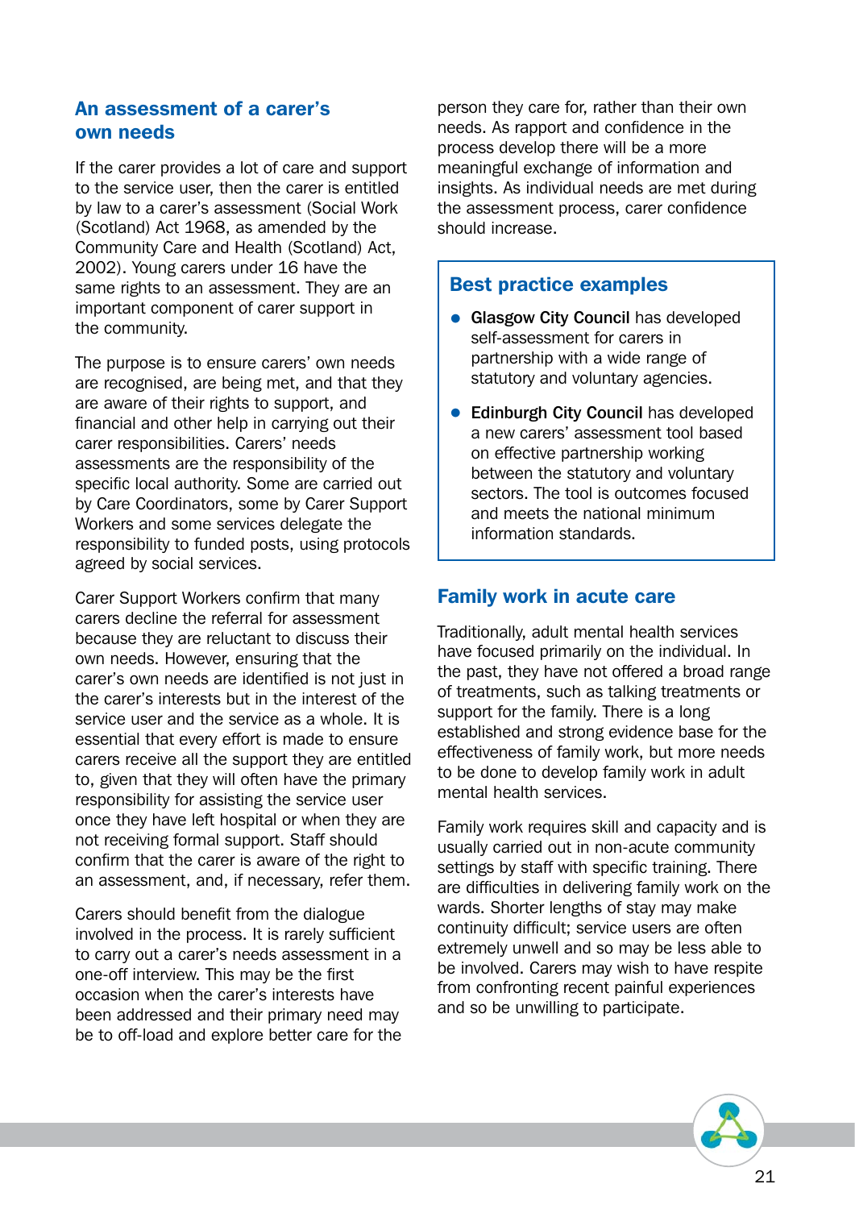## An assessment of a carer's own needs

If the carer provides a lot of care and support to the service user, then the carer is entitled by law to a carer's assessment (Social Work (Scotland) Act 1968, as amended by the Community Care and Health (Scotland) Act, 2002). Young carers under 16 have the same rights to an assessment. They are an important component of carer support in the community.

The purpose is to ensure carers' own needs are recognised, are being met, and that they are aware of their rights to support, and financial and other help in carrying out their carer responsibilities. Carers' needs assessments are the responsibility of the specific local authority. Some are carried out by Care Coordinators, some by Carer Support Workers and some services delegate the responsibility to funded posts, using protocols agreed by social services.

Carer Support Workers confirm that many carers decline the referral for assessment because they are reluctant to discuss their own needs. However, ensuring that the carer's own needs are identified is not just in the carer's interests but in the interest of the service user and the service as a whole. It is essential that every effort is made to ensure carers receive all the support they are entitled to, given that they will often have the primary responsibility for assisting the service user once they have left hospital or when they are not receiving formal support. Staff should confirm that the carer is aware of the right to an assessment, and, if necessary, refer them.

Carers should benefit from the dialogue involved in the process. It is rarely sufficient to carry out a carer's needs assessment in a one-off interview. This may be the first occasion when the carer's interests have been addressed and their primary need may be to off-load and explore better care for the person they care for, rather than their own needs. As rapport and confidence in the process develop there will be a more meaningful exchange of information and insights. As individual needs are met during the assessment process, carer confidence should increase.

### Best practice examples

- **Glasgow City Council** has developed self-assessment for carers in partnership with a wide range of statutory and voluntary agencies.
- **Edinburgh City Council** has developed a new carers' assessment tool based on effective partnership working between the statutory and voluntary sectors. The tool is outcomes focused and meets the national minimum information standards.

## Family work in acute care

Traditionally, adult mental health services have focused primarily on the individual. In the past, they have not offered a broad range of treatments, such as talking treatments or support for the family. There is a long established and strong evidence base for the effectiveness of family work, but more needs to be done to develop family work in adult mental health services.

Family work requires skill and capacity and is usually carried out in non-acute community settings by staff with specific training. There are difficulties in delivering family work on the wards. Shorter lengths of stay may make continuity difficult; service users are often extremely unwell and so may be less able to be involved. Carers may wish to have respite from confronting recent painful experiences and so be unwilling to participate.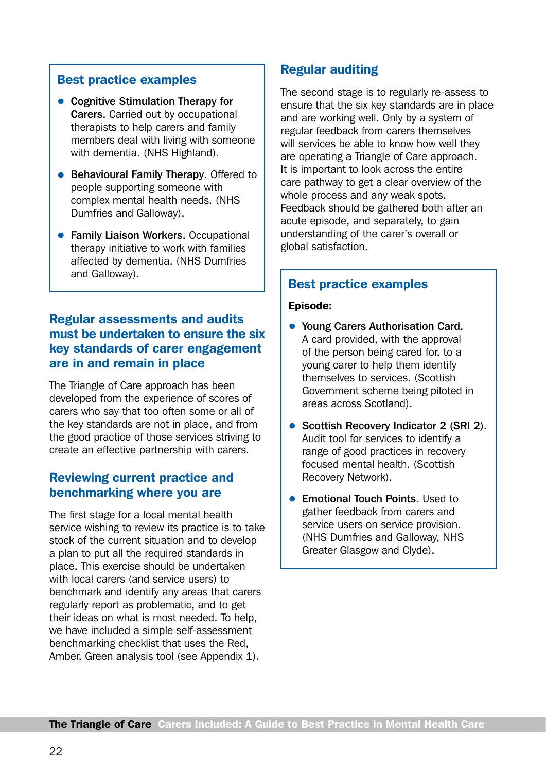### Best practice examples

- **Cognitive Stimulation Therapy for Carers**. Carried out by occupational therapists to help carers and family members deal with living with someone with dementia. (NHS Highland).
- **Behavioural Family Therapy**. Offered to people supporting someone with complex mental health needs. (NHS Dumfries and Galloway).
- **Family Liaison Workers**. Occupational therapy initiative to work with families affected by dementia. (NHS Dumfries and Galloway).

## Regular assessments and audits must be undertaken to ensure the six key standards of carer engagement are in and remain in place

The Triangle of Care approach has been developed from the experience of scores of carers who say that too often some or all of the key standards are not in place, and from the good practice of those services striving to create an effective partnership with carers.

### Reviewing current practice and benchmarking where you are

The first stage for a local mental health service wishing to review its practice is to take stock of the current situation and to develop a plan to put all the required standards in place. This exercise should be undertaken with local carers (and service users) to benchmark and identify any areas that carers regularly report as problematic, and to get their ideas on what is most needed. To help, we have included a simple self-assessment benchmarking checklist that uses the Red, Amber, Green analysis tool (see Appendix 1).

### Regular auditing

The second stage is to regularly re-assess to ensure that the six key standards are in place and are working well. Only by a system of regular feedback from carers themselves will services be able to know how well they are operating a Triangle of Care approach. It is important to look across the entire care pathway to get a clear overview of the whole process and any weak spots. Feedback should be gathered both after an acute episode, and separately, to gain understanding of the carer's overall or global satisfaction.

### Best practice examples

**Episode:**

- **Young Carers Authorisation Card**. A card provided, with the approval of the person being cared for, to a young carer to help them identify themselves to services. (Scottish Government scheme being piloted in areas across Scotland).
- **Scottish Recovery Indicator 2 (SRI 2)**. Audit tool for services to identify a range of good practices in recovery focused mental health. (Scottish Recovery Network).
- **Emotional Touch Points.** Used to gather feedback from carers and service users on service provision. (NHS Dumfries and Galloway, NHS Greater Glasgow and Clyde).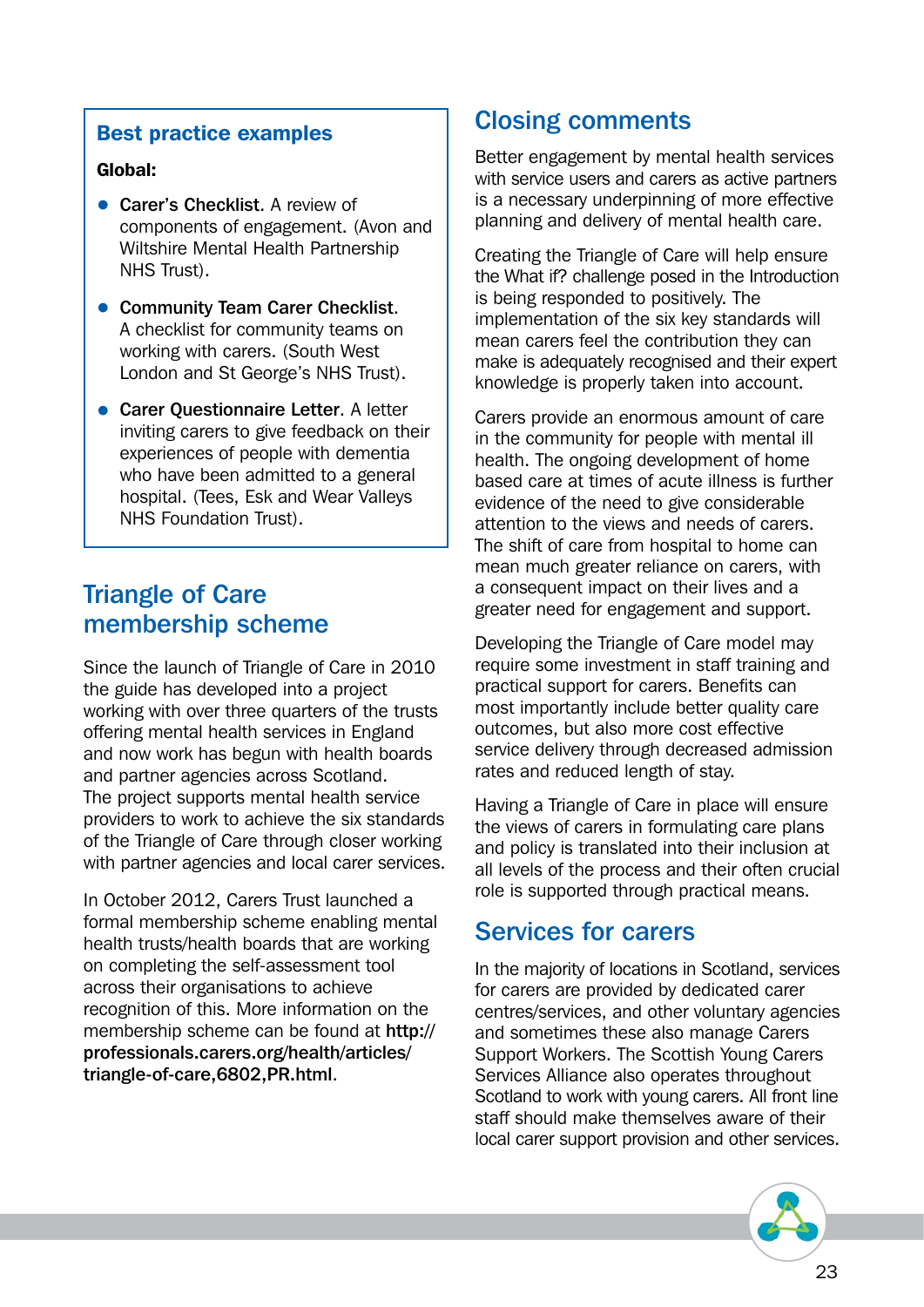### Best practice examples

**Global:**

- **Carer's Checklist**. A review of components of engagement. (Avon and Wiltshire Mental Health Partnership NHS Trust).
- **Community Team Carer Checklist**. A checklist for community teams on working with carers. (South West London and St George's NHS Trust).
- **Carer Questionnaire Letter**. A letter inviting carers to give feedback on their experiences of people with dementia who have been admitted to a general hospital. (Tees, Esk and Wear Valleys NHS Foundation Trust).

## Triangle of Care membership scheme

Since the launch of Triangle of Care in 2010 the guide has developed into a project working with over three quarters of the trusts offering mental health services in England and now work has begun with health boards and partner agencies across Scotland. The project supports mental health service providers to work to achieve the six standards of the Triangle of Care through closer working with partner agencies and local carer services.

In October 2012, Carers Trust launched a formal membership scheme enabling mental health trusts/health boards that are working on completing the self-assessment tool across their organisations to achieve recognition of this. More information on the membership scheme can be found at **http://professionals.carers.org/health/articles/triangle-of-care,6802,PR.html**.

## Closing comments

Better engagement by mental health services with service users and carers as active partners is a necessary underpinning of more effective planning and delivery of mental health care.

Creating the Triangle of Care will help ensure the What if? challenge posed in the Introduction is being responded to positively. The implementation of the six key standards will mean carers feel the contribution they can make is adequately recognised and their expert knowledge is properly taken into account.

Carers provide an enormous amount of care in the community for people with mental ill health. The ongoing development of home based care at times of acute illness is further evidence of the need to give considerable attention to the views and needs of carers. The shift of care from hospital to home can mean much greater reliance on carers, with a consequent impact on their lives and a greater need for engagement and support.

Developing the Triangle of Care model may require some investment in staff training and practical support for carers. Benefits can most importantly include better quality care outcomes, but also more cost effective service delivery through decreased admission rates and reduced length of stay.

Having a Triangle of Care in place will ensure the views of carers in formulating care plans and policy is translated into their inclusion at all levels of the process and their often crucial role is supported through practical means.

## Services for carers

In the majority of locations in Scotland, services for carers are provided by dedicated carer centres/services, and other voluntary agencies and sometimes these also manage Carers Support Workers. The Scottish Young Carers Services Alliance also operates throughout Scotland to work with young carers. All front line staff should make themselves aware of their local carer support provision and other services.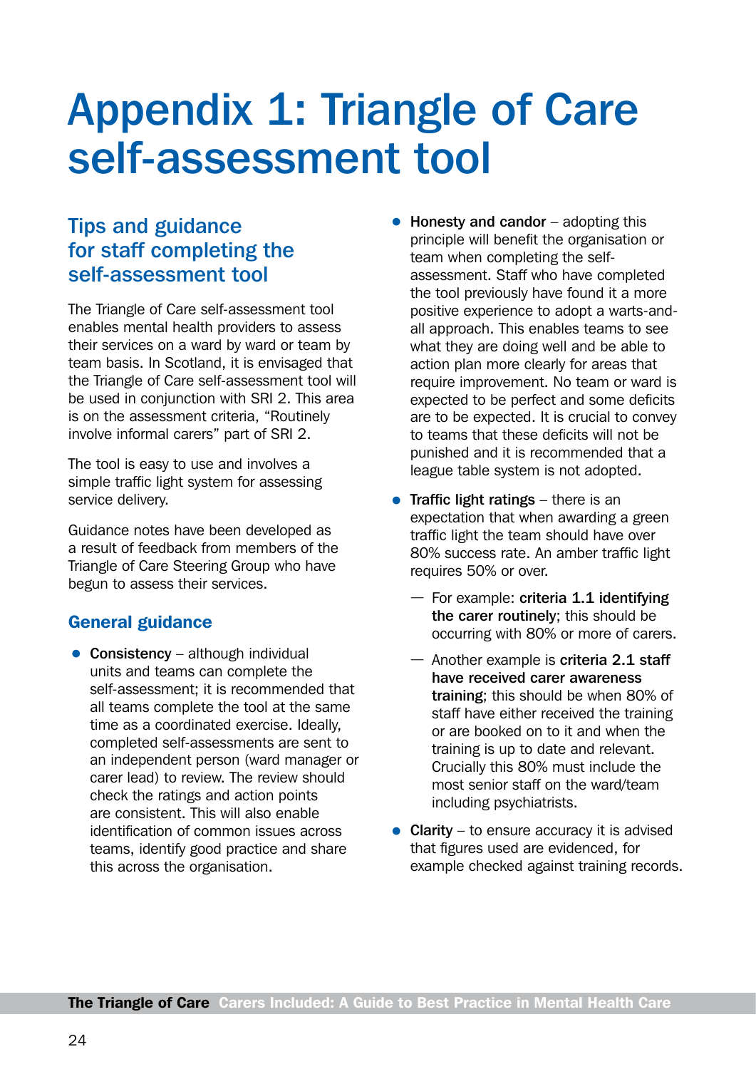# Appendix 1: Triangle of Care self-assessment tool

## Tips and guidance for staff completing the self-assessment tool

The Triangle of Care self-assessment tool enables mental health providers to assess their services on a ward by ward or team by team basis. In Scotland, it is envisaged that the Triangle of Care self-assessment tool will be used in conjunction with SRI 2. This area is on the assessment criteria, "Routinely involve informal carers" part of SRI 2.

The tool is easy to use and involves a simple traffic light system for assessing service delivery.

Guidance notes have been developed as a result of feedback from members of the Triangle of Care Steering Group who have begun to assess their services.

### General guidance

- **Consistency** – although individual units and teams can complete the self-assessment; it is recommended that all teams complete the tool at the same time as a coordinated exercise. Ideally, completed self-assessments are sent to an independent person (ward manager or carer lead) to review. The review should check the ratings and action points are consistent. This will also enable identification of common issues across teams, identify good practice and share this across the organisation.
- **Honesty and candor** – adopting this principle will benefit the organisation or team when completing the self-assessment. Staff who have completed the tool previously have found it a more positive experience to adopt a warts-and-all approach. This enables teams to see what they are doing well and be able to action plan more clearly for areas that require improvement. No team or ward is expected to be perfect and some deficits are to be expected. It is crucial to convey to teams that these deficits will not be punished and it is recommended that a league table system is not adopted.
- **Traffic light ratings** – there is an expectation that when awarding a green traffic light the team should have over 80% success rate. An amber traffic light requires 50% or over.
  - For example: **criteria 1.1 identifying the carer routinely**; this should be occurring with 80% or more of carers.
  - Another example is **criteria 2.1 staff have received carer awareness training**; this should be when 80% of staff have either received the training or are booked on to it and when the training is up to date and relevant. Crucially this 80% must include the most senior staff on the ward/team including psychiatrists.
- **Clarity** – to ensure accuracy it is advised that figures used are evidenced, for example checked against training records.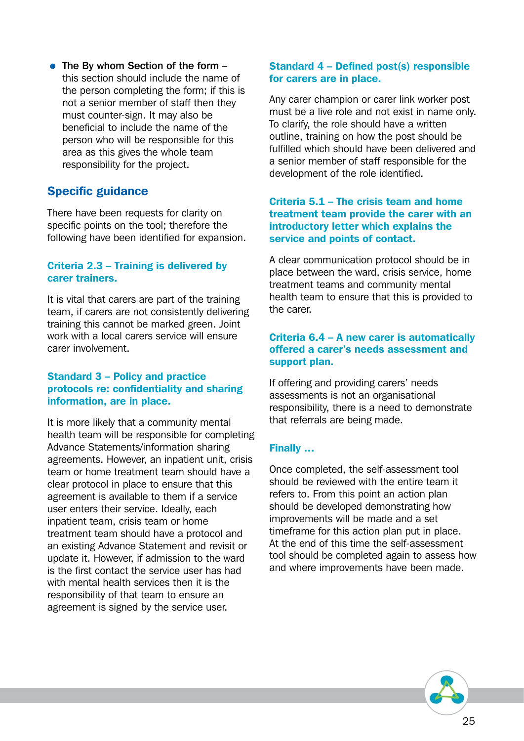- **The By whom Section of the form** – this section should include the name of the person completing the form; if this is not a senior member of staff then they must counter-sign. It may also be beneficial to include the name of the person who will be responsible for this area as this gives the whole team responsibility for the project.

## Specific guidance

There have been requests for clarity on specific points on the tool; therefore the following have been identified for expansion.

### Criteria 2.3 – Training is delivered by carer trainers.

It is vital that carers are part of the training team, if carers are not consistently delivering training this cannot be marked green. Joint work with a local carers service will ensure carer involvement.

### Standard 3 – Policy and practice protocols re: confidentiality and sharing information, are in place.

It is more likely that a community mental health team will be responsible for completing Advance Statements/information sharing agreements. However, an inpatient unit, crisis team or home treatment team should have a clear protocol in place to ensure that this agreement is available to them if a service user enters their service. Ideally, each inpatient team, crisis team or home treatment team should have a protocol and an existing Advance Statement and revisit or update it. However, if admission to the ward is the first contact the service user has had with mental health services then it is the responsibility of that team to ensure an agreement is signed by the service user.

### Standard 4 – Defined post(s) responsible for carers are in place.

Any carer champion or carer link worker post must be a live role and not exist in name only. To clarify, the role should have a written outline, training on how the post should be fulfilled which should have been delivered and a senior member of staff responsible for the development of the role identified.

### Criteria 5.1 – The crisis team and home treatment team provide the carer with an introductory letter which explains the service and points of contact.

A clear communication protocol should be in place between the ward, crisis service, home treatment teams and community mental health team to ensure that this is provided to the carer.

### Criteria 6.4 – A new carer is automatically offered a carer's needs assessment and support plan.

If offering and providing carers' needs assessments is not an organisational responsibility, there is a need to demonstrate that referrals are being made.

### Finally …

Once completed, the self-assessment tool should be reviewed with the entire team it refers to. From this point an action plan should be developed demonstrating how improvements will be made and a set timeframe for this action plan put in place. At the end of this time the self-assessment tool should be completed again to assess how and where improvements have been made.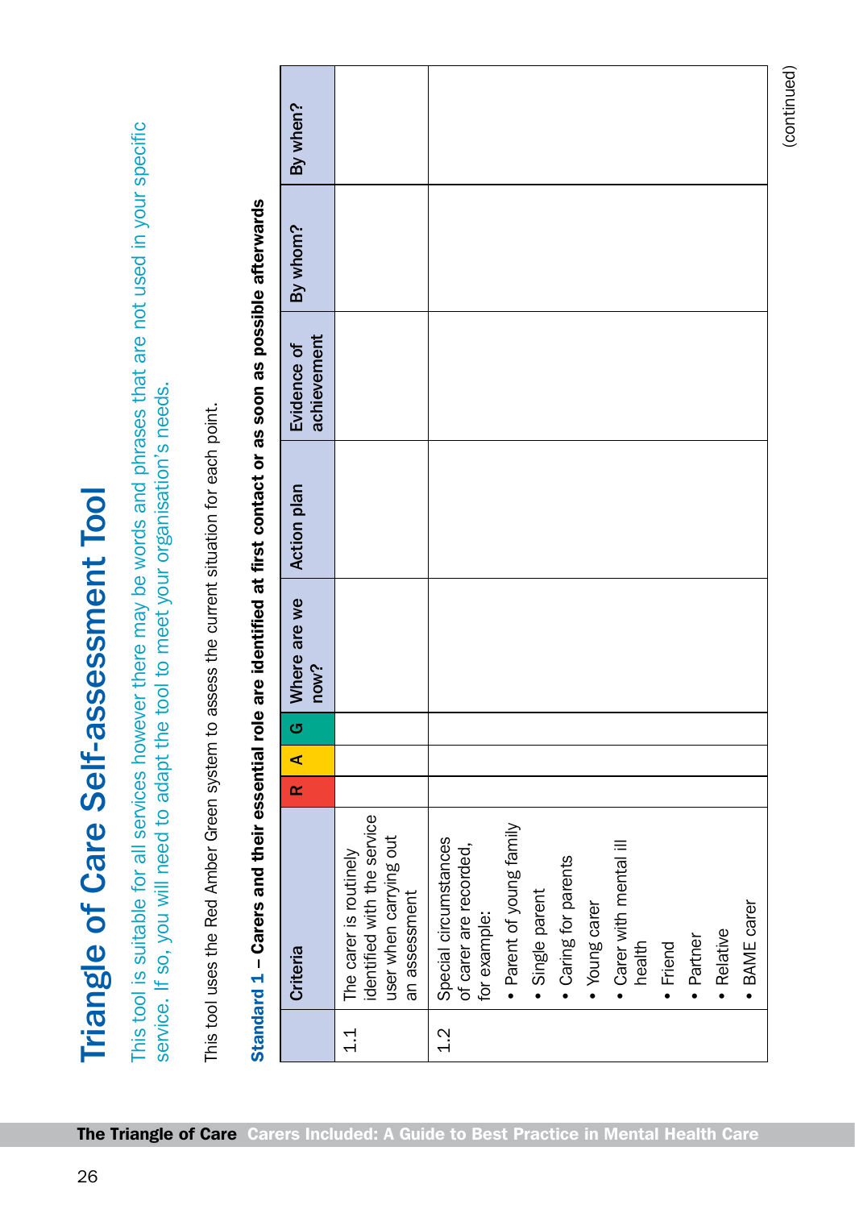# Triangle of Care Self-assessment Tool

This tool is suitable for all services however there may be words and phrases that are not used in your specific service. If so, you will need to adapt the tool to meet your organisation's needs.

This tool uses the Red Amber Green system to assess the current situation for each point.

**Standard 1 – Carers and their essential role are identified at first contact or as soon as possible afterwards**

| | Criteria | R | A | G | Where are we now? | Action plan | Evidence of achievement | By whom? | By when? |
|---|---|---|---|---|---|---|---|---|---|
| 1.1 | The carer is routinely identified with the service user when carrying out an assessment | | | | | | | | |
| 1.2 | Special circumstances of carer are recorded, for example:<br>• Parent of young family<br>• Single parent<br>• Caring for parents<br>• Young carer<br>• Carer with mental ill health<br>• Friend<br>• Partner<br>• Relative<br>• BAME carer | | | | | | | | |

(continued)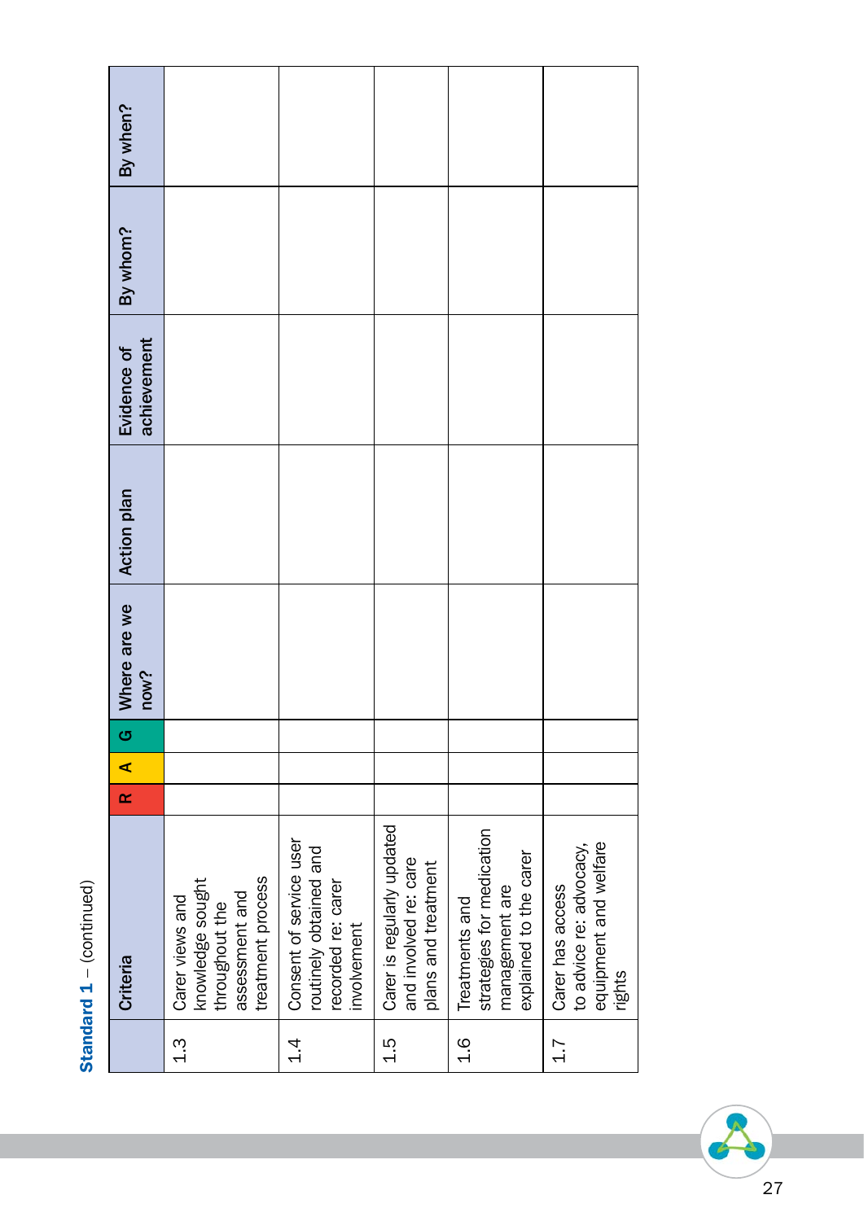**Standard 1** – (continued)

| | Criteria | R | A | G | Where are we now? | Action plan | Evidence of achievement | By whom? | By when? |
|---|---|---|---|---|---|---|---|---|---|
| 1.3 | Carer views and knowledge sought throughout the assessment and treatment process | | | | | | | | |
| 1.4 | Consent of service user routinely obtained and recorded re: carer involvement | | | | | | | | |
| 1.5 | Carer is regularly updated and involved re: care plans and treatment | | | | | | | | |
| 1.6 | Treatments and strategies for medication management are explained to the carer | | | | | | | | |
| 1.7 | Carer has access to advice re: advocacy, equipment and welfare rights | | | | | | | | |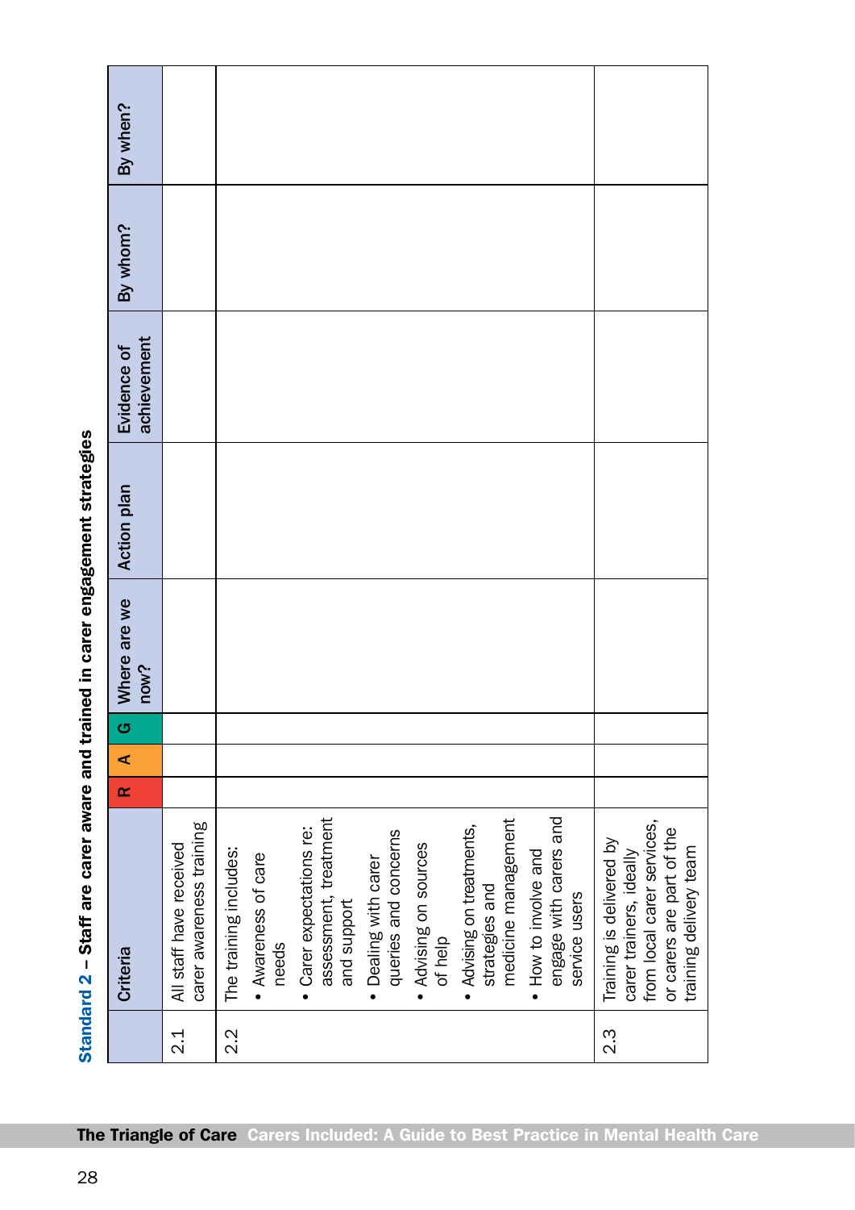## Standard 2 – Staff are carer aware and trained in carer engagement strategies

| | Criteria | R | A | G | Where are we now? | Action plan | Evidence of achievement | By whom? | By when? |
|---|---|---|---|---|---|---|---|---|---|
| 2.1 | All staff have received carer awareness training | | | | | | | | |
| 2.2 | The training includes:<br>• Awareness of care needs<br>• Carer expectations re: assessment, treatment and support<br>• Dealing with carer queries and concerns<br>• Advising on sources of help<br>• Advising on treatments, strategies and medicine management<br>• How to involve and engage with carers and service users | | | | | | | | |
| 2.3 | Training is delivered by carer trainers, ideally from local carer services, or carers are part of the training delivery team | | | | | | | | |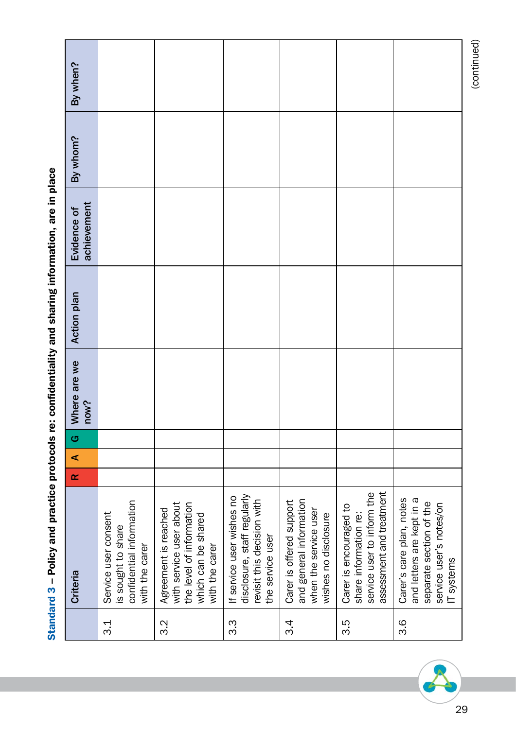## Standard 3 – Policy and practice protocols re: confidentiality and sharing information, are in place

| | Criteria | R | A | G | Where are we now? | Action plan | Evidence of achievement | By whom? | By when? |
|---|---|---|---|---|---|---|---|---|---|
| 3.1 | Service user consent is sought to share confidential information with the carer | | | | | | | | |
| 3.2 | Agreement is reached with service user about the level of information which can be shared with the carer | | | | | | | | |
| 3.3 | If service user wishes no disclosure, staff regularly revisit this decision with the service user | | | | | | | | |
| 3.4 | Carer is offered support and general information when the service user wishes no disclosure | | | | | | | | |
| 3.5 | Carer is encouraged to share information re: service user to inform the assessment and treatment | | | | | | | | |
| 3.6 | Carer's care plan, notes and letters are kept in a separate section of the service user's notes/on IT systems | | | | | | | | |

(continued)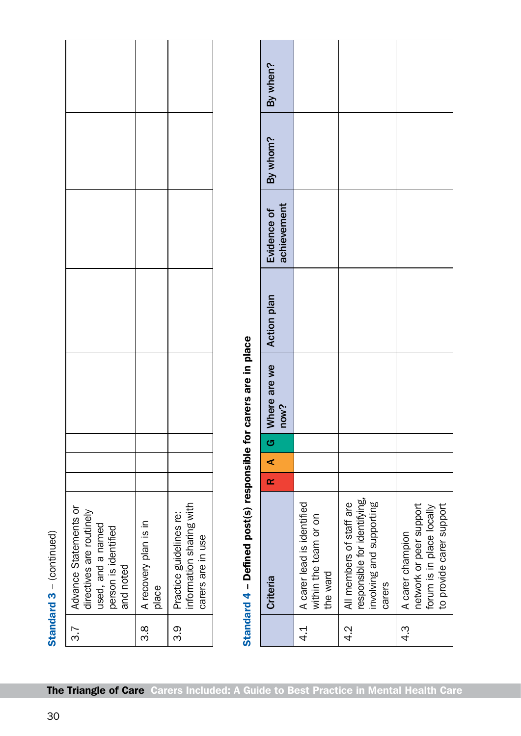**Standard 3** – (continued)

| | Criteria | R | A | G | Where are we now? | Action plan | Evidence of achievement | By whom? | By when? |
|---|---|---|---|---|---|---|---|---|---|
| 3.7 | Advance Statements or directives are routinely used, and a named person is identified and noted | | | | | | | | |
| 3.8 | A recovery plan is in place | | | | | | | | |
| 3.9 | Practice guidelines re: information sharing with carers are in use | | | | | | | | |

**Standard 4 – Defined post(s) responsible for carers are in place**

| | Criteria | R | A | G | Where are we now? | Action plan | Evidence of achievement | By whom? | By when? |
|---|---|---|---|---|---|---|---|---|---|
| 4.1 | A carer lead is identified within the team or on the ward | | | | | | | | |
| 4.2 | All members of staff are responsible for identifying, involving and supporting carers | | | | | | | | |
| 4.3 | A carer champion network or peer support forum is in place locally to provide carer support | | | | | | | | |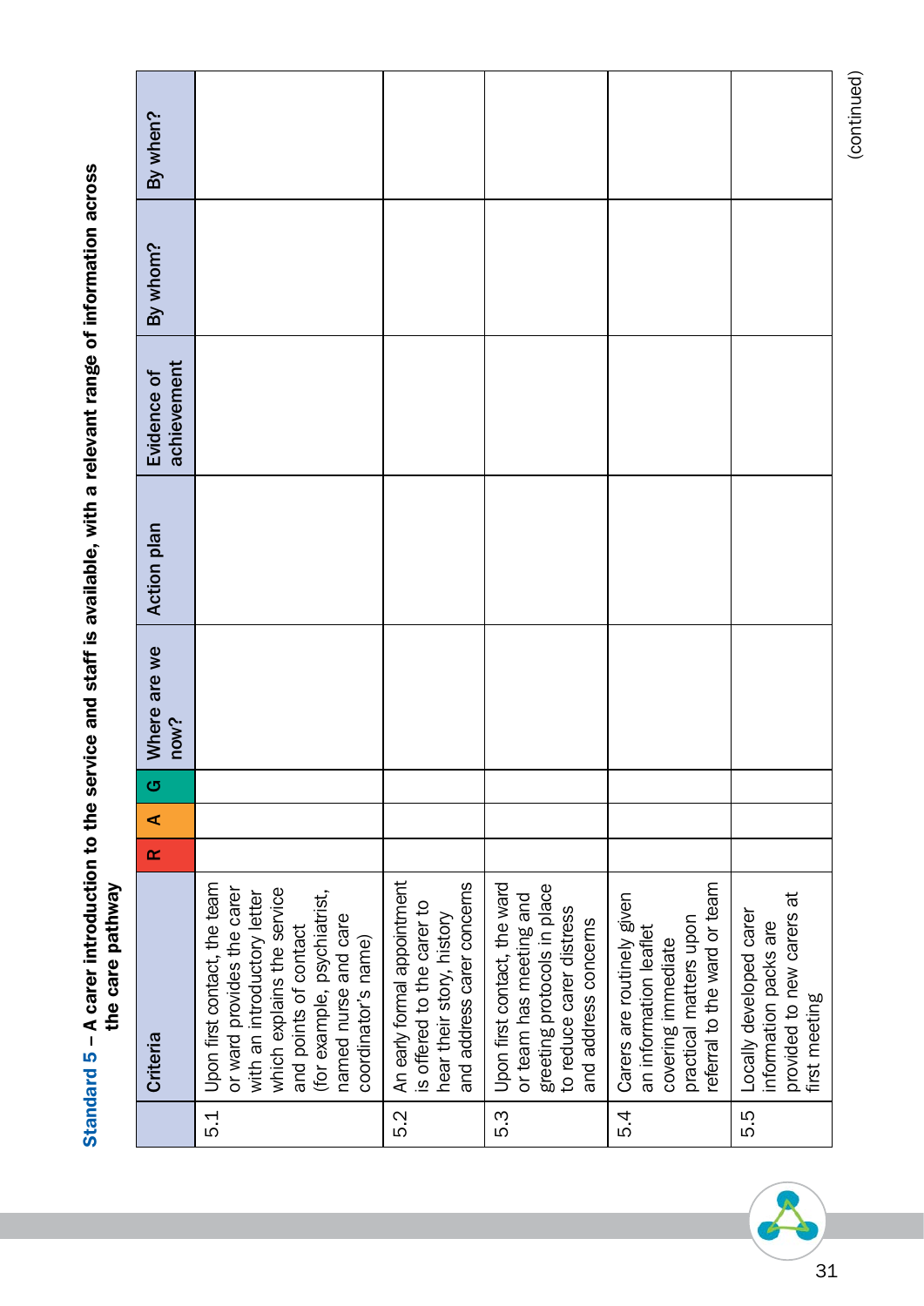## Standard 5 – A carer introduction to the service and staff is available, with a relevant range of information across the care pathway

| | Criteria | R | A | G | Where are we now? | Action plan | Evidence of achievement | By whom? | By when? |
|---|---|---|---|---|---|---|---|---|---|
| 5.1 | Upon first contact, the team or ward provides the carer with an introductory letter which explains the service and points of contact (for example, psychiatrist, named nurse and care coordinator's name) | | | | | | | | |
| 5.2 | An early formal appointment is offered to the carer to hear their story, history and address carer concerns | | | | | | | | |
| 5.3 | Upon first contact, the ward or team has meeting and greeting protocols in place to reduce carer distress and address concerns | | | | | | | | |
| 5.4 | Carers are routinely given an information leaflet covering immediate practical matters upon referral to the ward or team | | | | | | | | |
| 5.5 | Locally developed carer information packs are provided to new carers at first meeting | | | | | | | | |

(continued)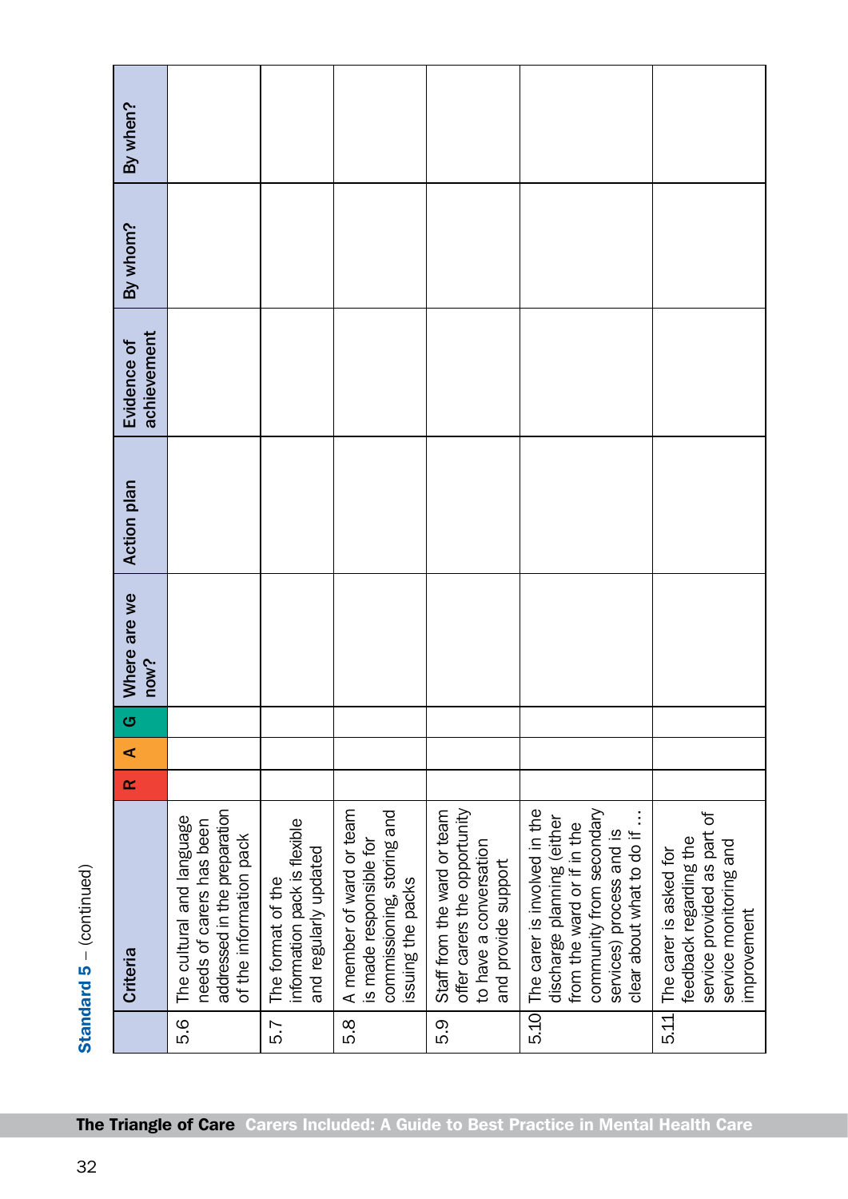**Standard 5** – (continued)

| | Criteria | R | A | G | Where are we now? | Action plan | Evidence of achievement | By whom? | By when? |
|---|---|---|---|---|---|---|---|---|---|
| 5.6 | The cultural and language needs of carers has been addressed in the preparation of the information pack | | | | | | | | |
| 5.7 | The format of the information pack is flexible and regularly updated | | | | | | | | |
| 5.8 | A member of ward or team is made responsible for commissioning, storing and issuing the packs | | | | | | | | |
| 5.9 | Staff from the ward or team offer carers the opportunity to have a conversation and provide support | | | | | | | | |
| 5.10 | The carer is involved in the discharge planning (either from the ward or if in the community from secondary services) process and is clear about what to do if … | | | | | | | | |
| 5.11 | The carer is asked for feedback regarding the service provided as part of service monitoring and improvement | | | | | | | | |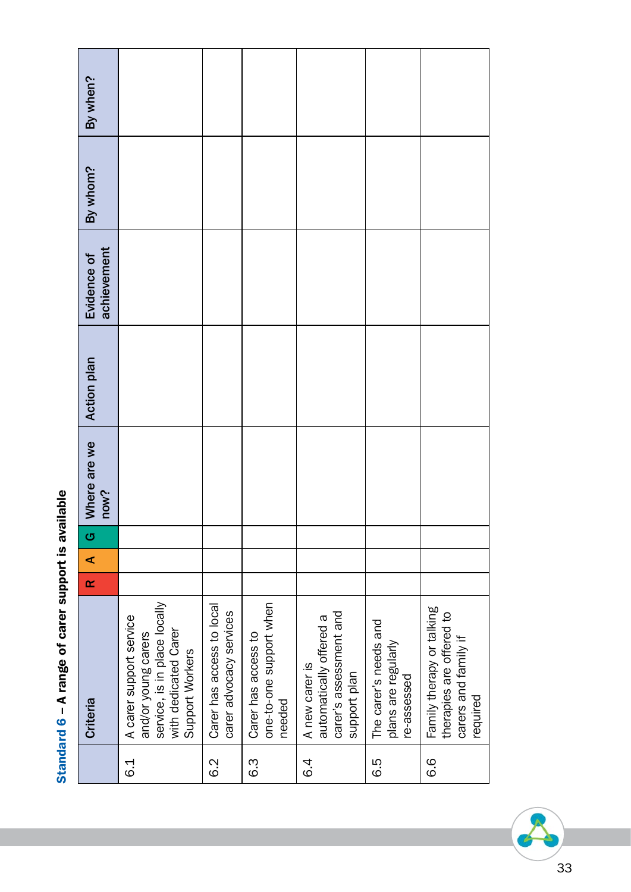## Standard 6 – A range of carer support is available

| | Criteria | R | A | G | Where are we now? | Action plan | Evidence of achievement | By whom? | By when? |
|---|---|---|---|---|---|---|---|---|---|
| 6.1 | A carer support service and/or young carers service, is in place locally with dedicated Carer Support Workers | | | | | | | | |
| 6.2 | Carer has access to local carer advocacy services | | | | | | | | |
| 6.3 | Carer has access to one-to-one support when needed | | | | | | | | |
| 6.4 | A new carer is automatically offered a carer's assessment and support plan | | | | | | | | |
| 6.5 | The carer's needs and plans are regularly re-assessed | | | | | | | | |
| 6.6 | Family therapy or talking therapies are offered to carers and family if required | | | | | | | | |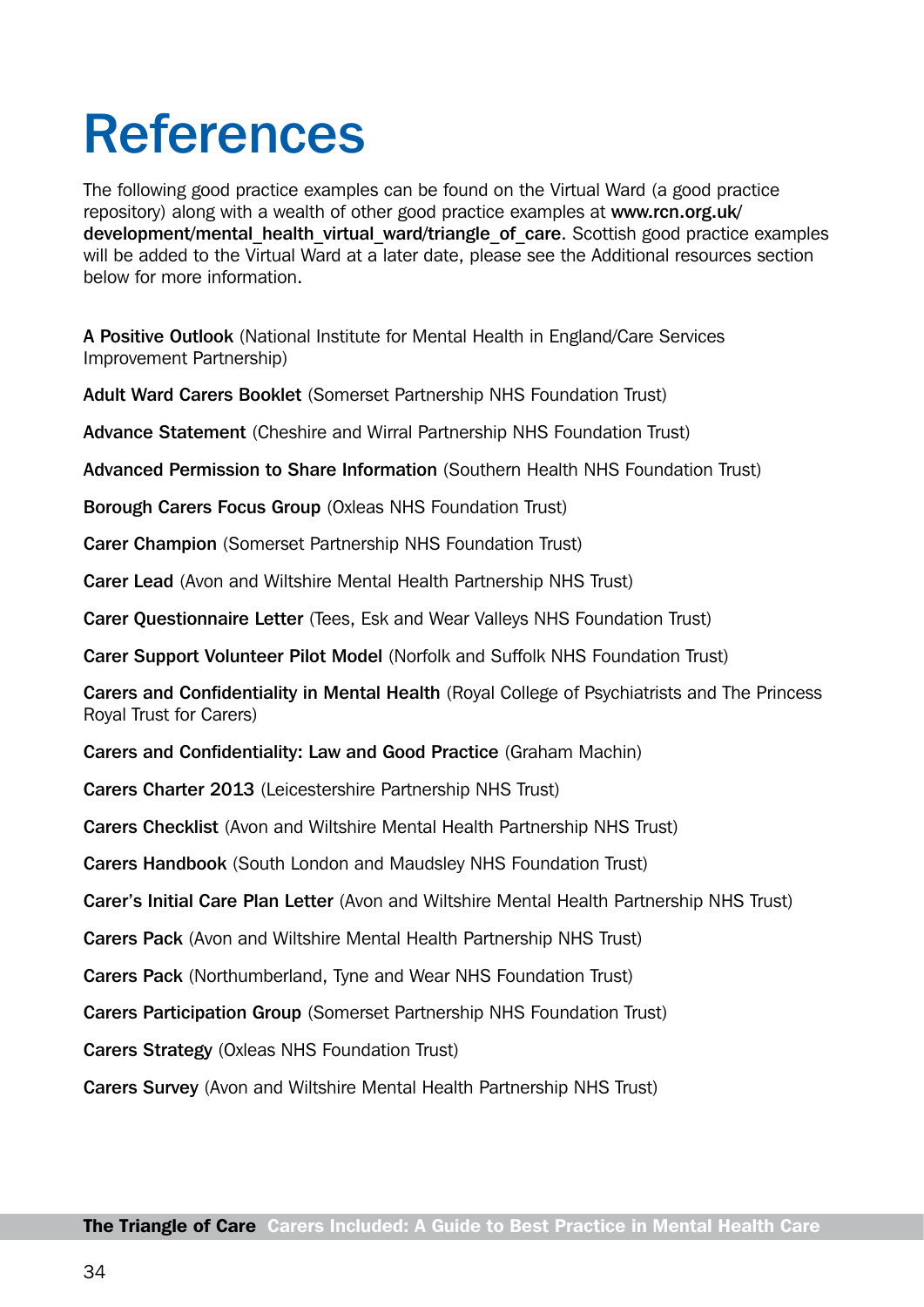# References

The following good practice examples can be found on the Virtual Ward (a good practice repository) along with a wealth of other good practice examples at **www.rcn.org.uk/development/mental_health_virtual_ward/triangle_of_care**. Scottish good practice examples will be added to the Virtual Ward at a later date, please see the Additional resources section below for more information.

**A Positive Outlook** (National Institute for Mental Health in England/Care Services Improvement Partnership)

**Adult Ward Carers Booklet** (Somerset Partnership NHS Foundation Trust)

**Advance Statement** (Cheshire and Wirral Partnership NHS Foundation Trust)

**Advanced Permission to Share Information** (Southern Health NHS Foundation Trust)

**Borough Carers Focus Group** (Oxleas NHS Foundation Trust)

**Carer Champion** (Somerset Partnership NHS Foundation Trust)

**Carer Lead** (Avon and Wiltshire Mental Health Partnership NHS Trust)

**Carer Questionnaire Letter** (Tees, Esk and Wear Valleys NHS Foundation Trust)

**Carer Support Volunteer Pilot Model** (Norfolk and Suffolk NHS Foundation Trust)

**Carers and Confidentiality in Mental Health** (Royal College of Psychiatrists and The Princess Royal Trust for Carers)

**Carers and Confidentiality: Law and Good Practice** (Graham Machin)

**Carers Charter 2013** (Leicestershire Partnership NHS Trust)

**Carers Checklist** (Avon and Wiltshire Mental Health Partnership NHS Trust)

**Carers Handbook** (South London and Maudsley NHS Foundation Trust)

**Carer's Initial Care Plan Letter** (Avon and Wiltshire Mental Health Partnership NHS Trust)

**Carers Pack** (Avon and Wiltshire Mental Health Partnership NHS Trust)

**Carers Pack** (Northumberland, Tyne and Wear NHS Foundation Trust)

**Carers Participation Group** (Somerset Partnership NHS Foundation Trust)

**Carers Strategy** (Oxleas NHS Foundation Trust)

**Carers Survey** (Avon and Wiltshire Mental Health Partnership NHS Trust)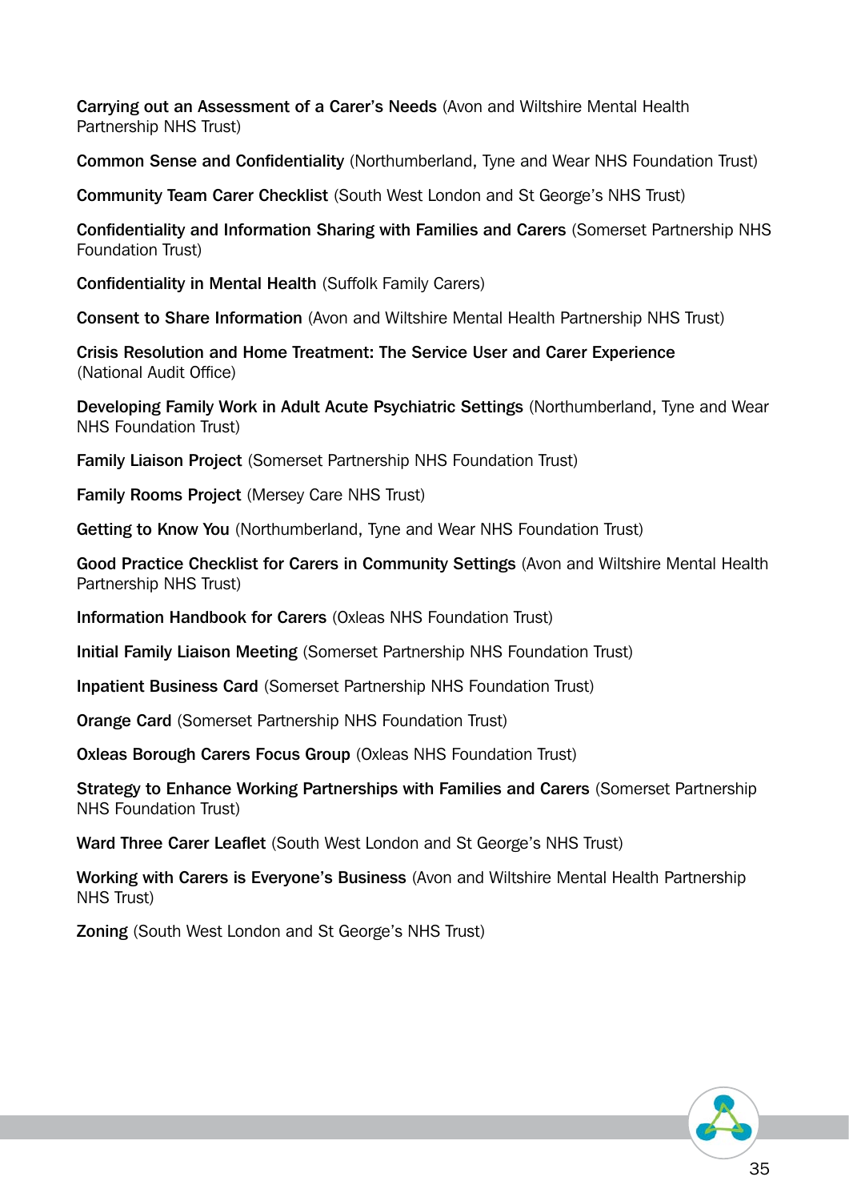**Carrying out an Assessment of a Carer's Needs** (Avon and Wiltshire Mental Health Partnership NHS Trust)

**Common Sense and Confidentiality** (Northumberland, Tyne and Wear NHS Foundation Trust)

**Community Team Carer Checklist** (South West London and St George's NHS Trust)

**Confidentiality and Information Sharing with Families and Carers** (Somerset Partnership NHS Foundation Trust)

**Confidentiality in Mental Health** (Suffolk Family Carers)

**Consent to Share Information** (Avon and Wiltshire Mental Health Partnership NHS Trust)

**Crisis Resolution and Home Treatment: The Service User and Carer Experience** (National Audit Office)

**Developing Family Work in Adult Acute Psychiatric Settings** (Northumberland, Tyne and Wear NHS Foundation Trust)

**Family Liaison Project** (Somerset Partnership NHS Foundation Trust)

**Family Rooms Project** (Mersey Care NHS Trust)

**Getting to Know You** (Northumberland, Tyne and Wear NHS Foundation Trust)

**Good Practice Checklist for Carers in Community Settings** (Avon and Wiltshire Mental Health Partnership NHS Trust)

**Information Handbook for Carers** (Oxleas NHS Foundation Trust)

**Initial Family Liaison Meeting** (Somerset Partnership NHS Foundation Trust)

**Inpatient Business Card** (Somerset Partnership NHS Foundation Trust)

**Orange Card** (Somerset Partnership NHS Foundation Trust)

**Oxleas Borough Carers Focus Group** (Oxleas NHS Foundation Trust)

**Strategy to Enhance Working Partnerships with Families and Carers** (Somerset Partnership NHS Foundation Trust)

**Ward Three Carer Leaflet** (South West London and St George's NHS Trust)

**Working with Carers is Everyone's Business** (Avon and Wiltshire Mental Health Partnership NHS Trust)

**Zoning** (South West London and St George's NHS Trust)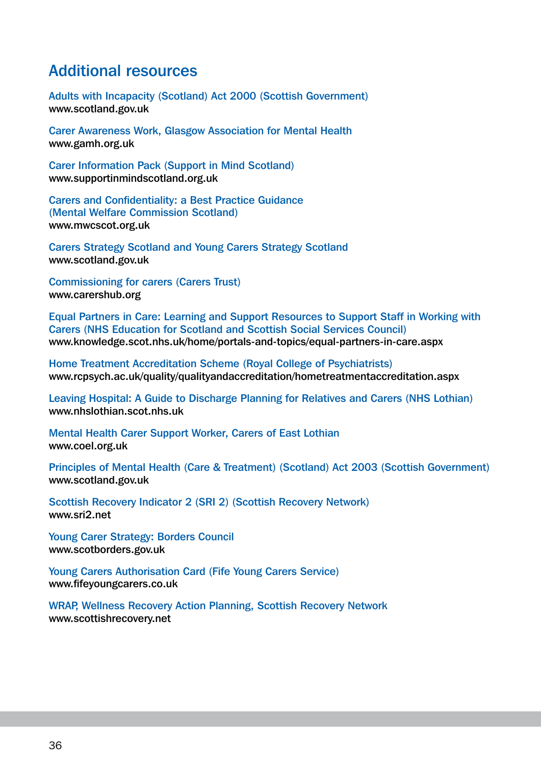## Additional resources

Adults with Incapacity (Scotland) Act 2000 (Scottish Government)
www.scotland.gov.uk

Carer Awareness Work, Glasgow Association for Mental Health
www.gamh.org.uk

Carer Information Pack (Support in Mind Scotland)
www.supportinmindscotland.org.uk

Carers and Confidentiality: a Best Practice Guidance (Mental Welfare Commission Scotland)
www.mwcscot.org.uk

Carers Strategy Scotland and Young Carers Strategy Scotland
www.scotland.gov.uk

Commissioning for carers (Carers Trust)
www.carershub.org

Equal Partners in Care: Learning and Support Resources to Support Staff in Working with Carers (NHS Education for Scotland and Scottish Social Services Council)
www.knowledge.scot.nhs.uk/home/portals-and-topics/equal-partners-in-care.aspx

Home Treatment Accreditation Scheme (Royal College of Psychiatrists)
www.rcpsych.ac.uk/quality/qualityandaccreditation/hometreatmentaccreditation.aspx

Leaving Hospital: A Guide to Discharge Planning for Relatives and Carers (NHS Lothian)
www.nhslothian.scot.nhs.uk

Mental Health Carer Support Worker, Carers of East Lothian
www.coel.org.uk

Principles of Mental Health (Care & Treatment) (Scotland) Act 2003 (Scottish Government)
www.scotland.gov.uk

Scottish Recovery Indicator 2 (SRI 2) (Scottish Recovery Network)
www.sri2.net

Young Carer Strategy: Borders Council
www.scotborders.gov.uk

Young Carers Authorisation Card (Fife Young Carers Service)
www.fifeyoungcarers.co.uk

WRAP, Wellness Recovery Action Planning, Scottish Recovery Network
www.scottishrecovery.net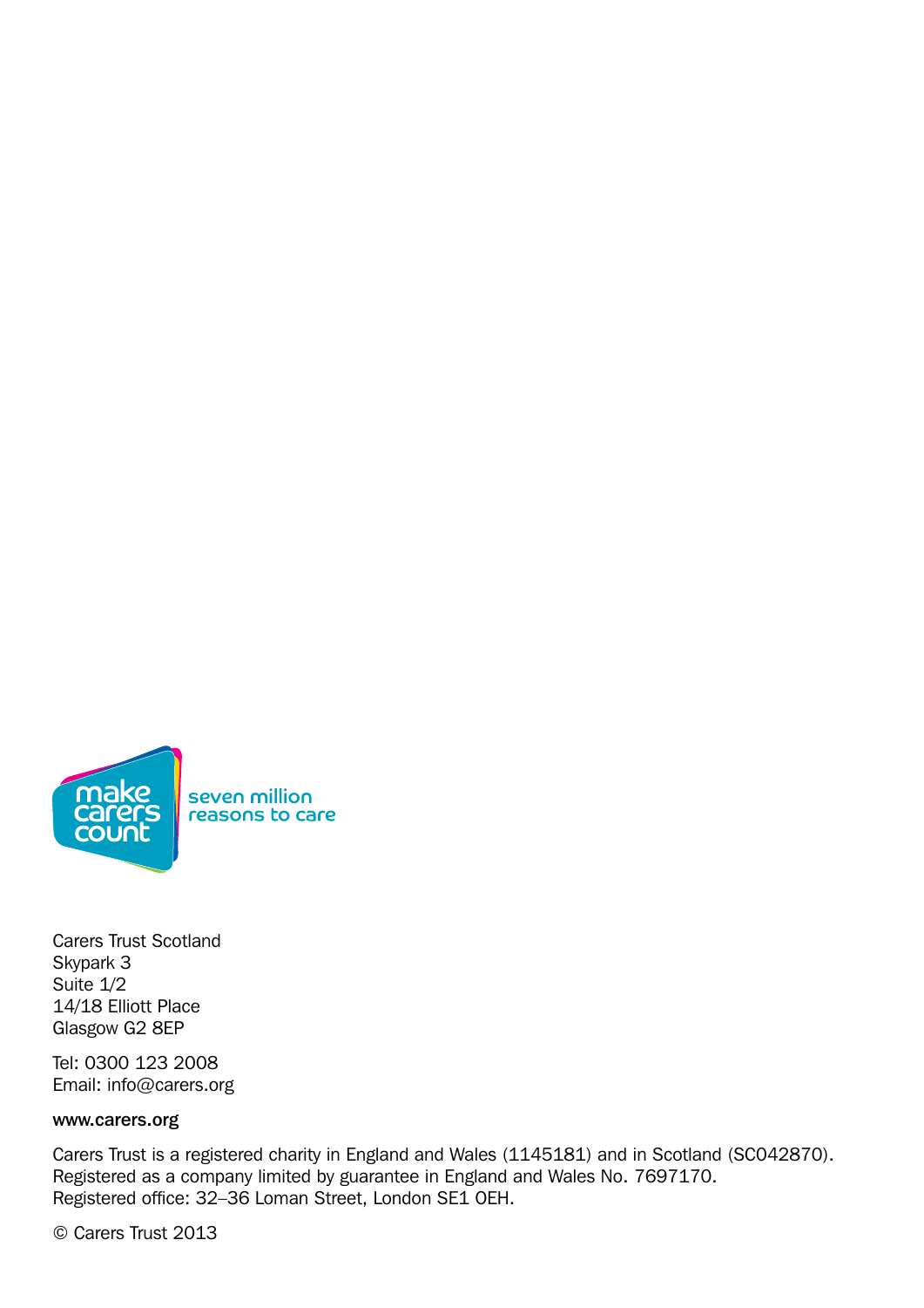make carers count

seven million reasons to care

Carers Trust Scotland
Skypark 3
Suite 1/2
14/18 Elliott Place
Glasgow G2 8EP

Tel: 0300 123 2008
Email: info@carers.org

**www.carers.org**

Carers Trust is a registered charity in England and Wales (1145181) and in Scotland (SC042870).
Registered as a company limited by guarantee in England and Wales No. 7697170.
Registered office: 32–36 Loman Street, London SE1 0EH.

© Carers Trust 2013